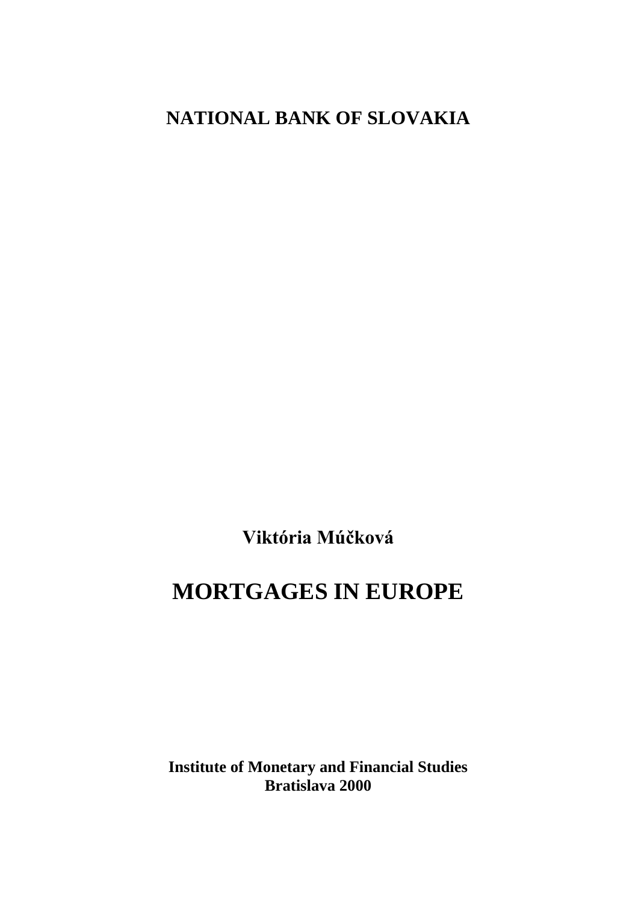**NATIONAL BANK OF SLOVAKIA**

**Viktória Múčková**

# MORTGAGES IN EUROPE

**Institute of Monetary and Financial Studies**
**Bratislava 2000**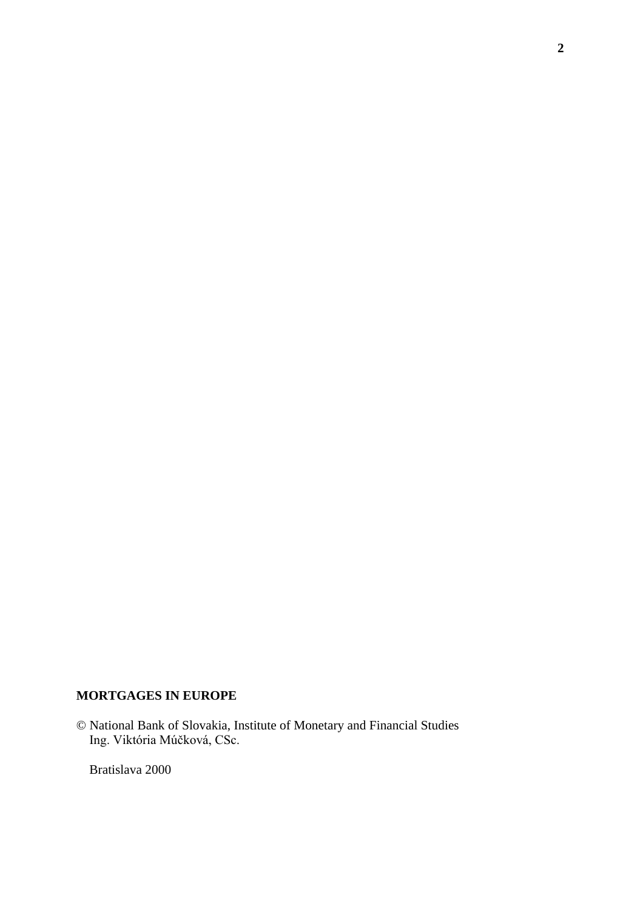**MORTGAGES IN EUROPE**

© National Bank of Slovakia, Institute of Monetary and Financial Studies
Ing. Viktória Múčková, CSc.

Bratislava 2000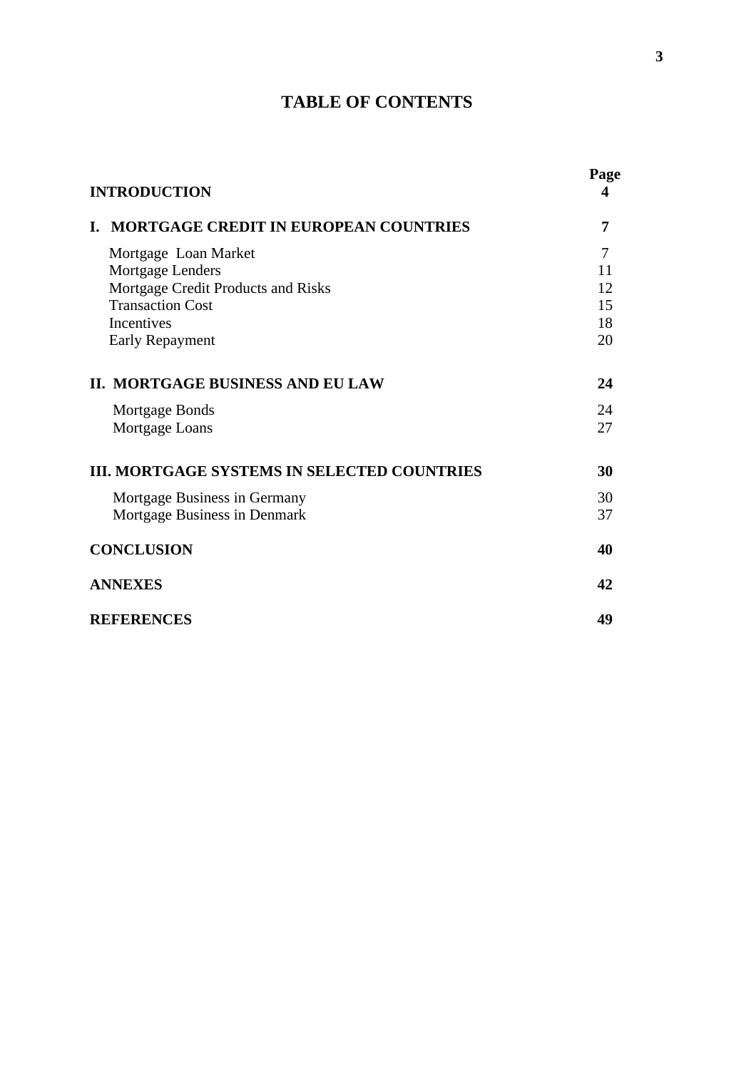# TABLE OF CONTENTS

| | Page |
|---|---|
| **INTRODUCTION** | **4** |
| **I. MORTGAGE CREDIT IN EUROPEAN COUNTRIES** | **7** |
| Mortgage Loan Market | 7 |
| Mortgage Lenders | 11 |
| Mortgage Credit Products and Risks | 12 |
| Transaction Cost | 15 |
| Incentives | 18 |
| Early Repayment | 20 |
| **II. MORTGAGE BUSINESS AND EU LAW** | **24** |
| Mortgage Bonds | 24 |
| Mortgage Loans | 27 |
| **III. MORTGAGE SYSTEMS IN SELECTED COUNTRIES** | **30** |
| Mortgage Business in Germany | 30 |
| Mortgage Business in Denmark | 37 |
| **CONCLUSION** | **40** |
| **ANNEXES** | **42** |
| **REFERENCES** | **49** |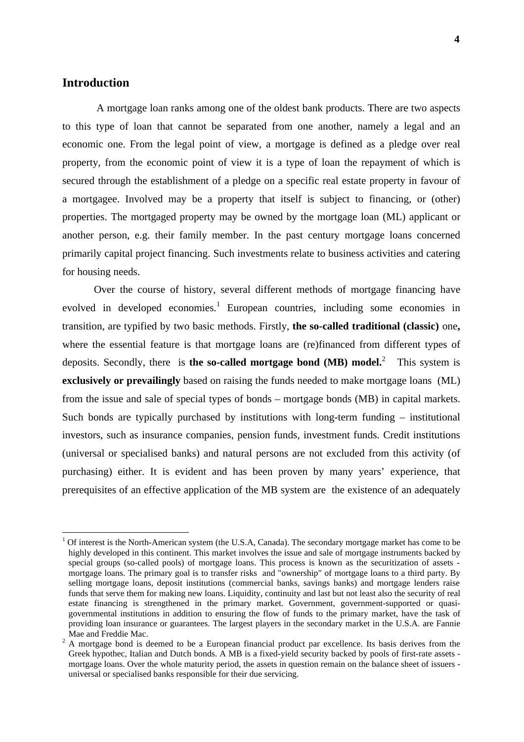## Introduction

A mortgage loan ranks among one of the oldest bank products. There are two aspects to this type of loan that cannot be separated from one another, namely a legal and an economic one. From the legal point of view, a mortgage is defined as a pledge over real property, from the economic point of view it is a type of loan the repayment of which is secured through the establishment of a pledge on a specific real estate property in favour of a mortgagee. Involved may be a property that itself is subject to financing, or (other) properties. The mortgaged property may be owned by the mortgage loan (ML) applicant or another person, e.g. their family member. In the past century mortgage loans concerned primarily capital project financing. Such investments relate to business activities and catering for housing needs.

Over the course of history, several different methods of mortgage financing have evolved in developed economies.[1] European countries, including some economies in transition, are typified by two basic methods. Firstly, **the so-called traditional (classic)** one**,** where the essential feature is that mortgage loans are (re)financed from different types of deposits. Secondly, there is **the so-called mortgage bond (MB) model.**[2] This system is **exclusively or prevailingly** based on raising the funds needed to make mortgage loans (ML) from the issue and sale of special types of bonds – mortgage bonds (MB) in capital markets. Such bonds are typically purchased by institutions with long-term funding – institutional investors, such as insurance companies, pension funds, investment funds. Credit institutions (universal or specialised banks) and natural persons are not excluded from this activity (of purchasing) either. It is evident and has been proven by many years' experience, that prerequisites of an effective application of the MB system are the existence of an adequately

---

[1] Of interest is the North-American system (the U.S.A, Canada). The secondary mortgage market has come to be highly developed in this continent. This market involves the issue and sale of mortgage instruments backed by special groups (so-called pools) of mortgage loans. This process is known as the securitization of assets - mortgage loans. The primary goal is to transfer risks and "ownership" of mortgage loans to a third party. By selling mortgage loans, deposit institutions (commercial banks, savings banks) and mortgage lenders raise funds that serve them for making new loans. Liquidity, continuity and last but not least also the security of real estate financing is strengthened in the primary market. Government, government-supported or quasi-governmental institutions in addition to ensuring the flow of funds to the primary market, have the task of providing loan insurance or guarantees. The largest players in the secondary market in the U.S.A. are Fannie Mae and Freddie Mac.

[2] A mortgage bond is deemed to be a European financial product par excellence. Its basis derives from the Greek hypothec, Italian and Dutch bonds. A MB is a fixed-yield security backed by pools of first-rate assets - mortgage loans. Over the whole maturity period, the assets in question remain on the balance sheet of issuers - universal or specialised banks responsible for their due servicing.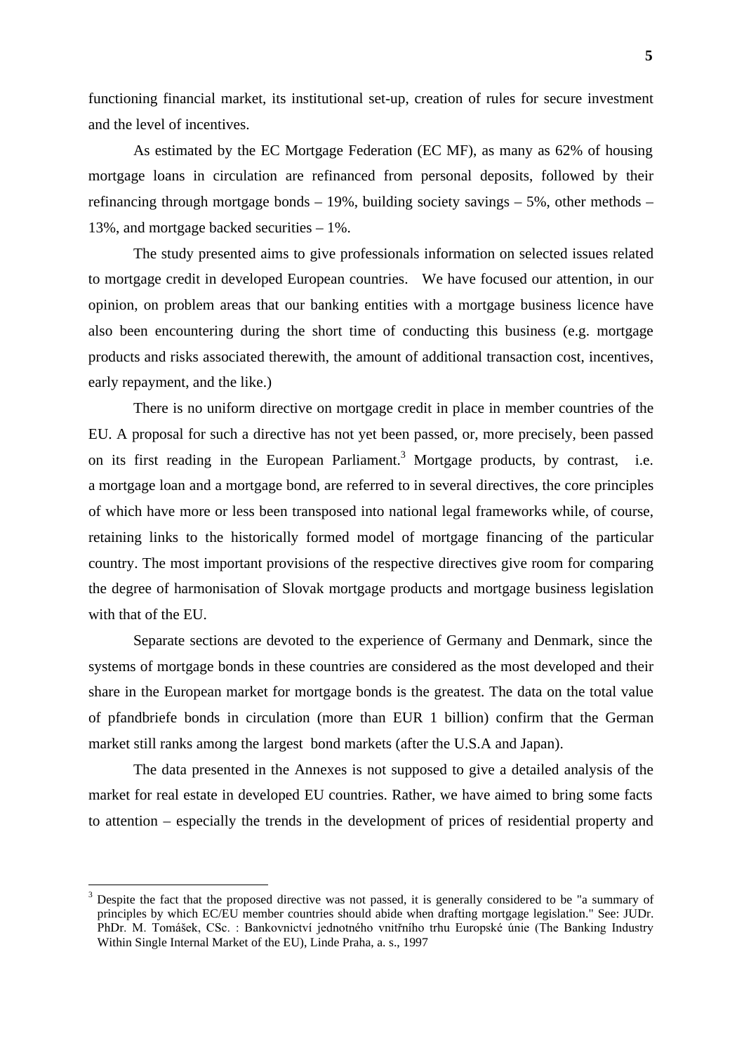functioning financial market, its institutional set-up, creation of rules for secure investment and the level of incentives.

As estimated by the EC Mortgage Federation (EC MF), as many as 62% of housing mortgage loans in circulation are refinanced from personal deposits, followed by their refinancing through mortgage bonds – 19%, building society savings – 5%, other methods – 13%, and mortgage backed securities – 1%.

The study presented aims to give professionals information on selected issues related to mortgage credit in developed European countries. We have focused our attention, in our opinion, on problem areas that our banking entities with a mortgage business licence have also been encountering during the short time of conducting this business (e.g. mortgage products and risks associated therewith, the amount of additional transaction cost, incentives, early repayment, and the like.)

There is no uniform directive on mortgage credit in place in member countries of the EU. A proposal for such a directive has not yet been passed, or, more precisely, been passed on its first reading in the European Parliament.[3] Mortgage products, by contrast, i.e. a mortgage loan and a mortgage bond, are referred to in several directives, the core principles of which have more or less been transposed into national legal frameworks while, of course, retaining links to the historically formed model of mortgage financing of the particular country. The most important provisions of the respective directives give room for comparing the degree of harmonisation of Slovak mortgage products and mortgage business legislation with that of the EU.

Separate sections are devoted to the experience of Germany and Denmark, since the systems of mortgage bonds in these countries are considered as the most developed and their share in the European market for mortgage bonds is the greatest. The data on the total value of pfandbriefe bonds in circulation (more than EUR 1 billion) confirm that the German market still ranks among the largest bond markets (after the U.S.A and Japan).

The data presented in the Annexes is not supposed to give a detailed analysis of the market for real estate in developed EU countries. Rather, we have aimed to bring some facts to attention – especially the trends in the development of prices of residential property and

---

[3] Despite the fact that the proposed directive was not passed, it is generally considered to be "a summary of principles by which EC/EU member countries should abide when drafting mortgage legislation." See: JUDr. PhDr. M. Tomášek, CSc. : Bankovnictví jednotného vnitřního trhu Europské únie (The Banking Industry Within Single Internal Market of the EU), Linde Praha, a. s., 1997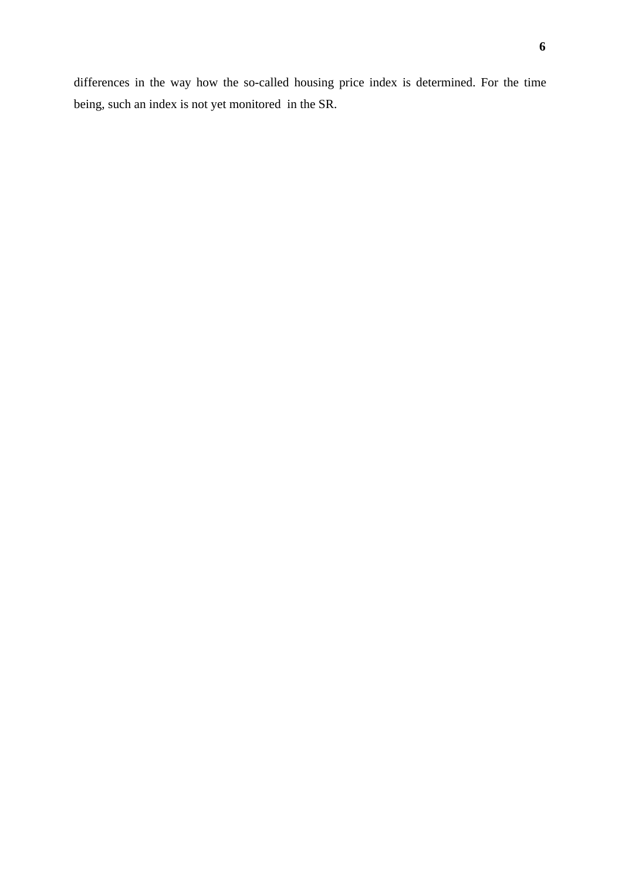differences in the way how the so-called housing price index is determined. For the time being, such an index is not yet monitored in the SR.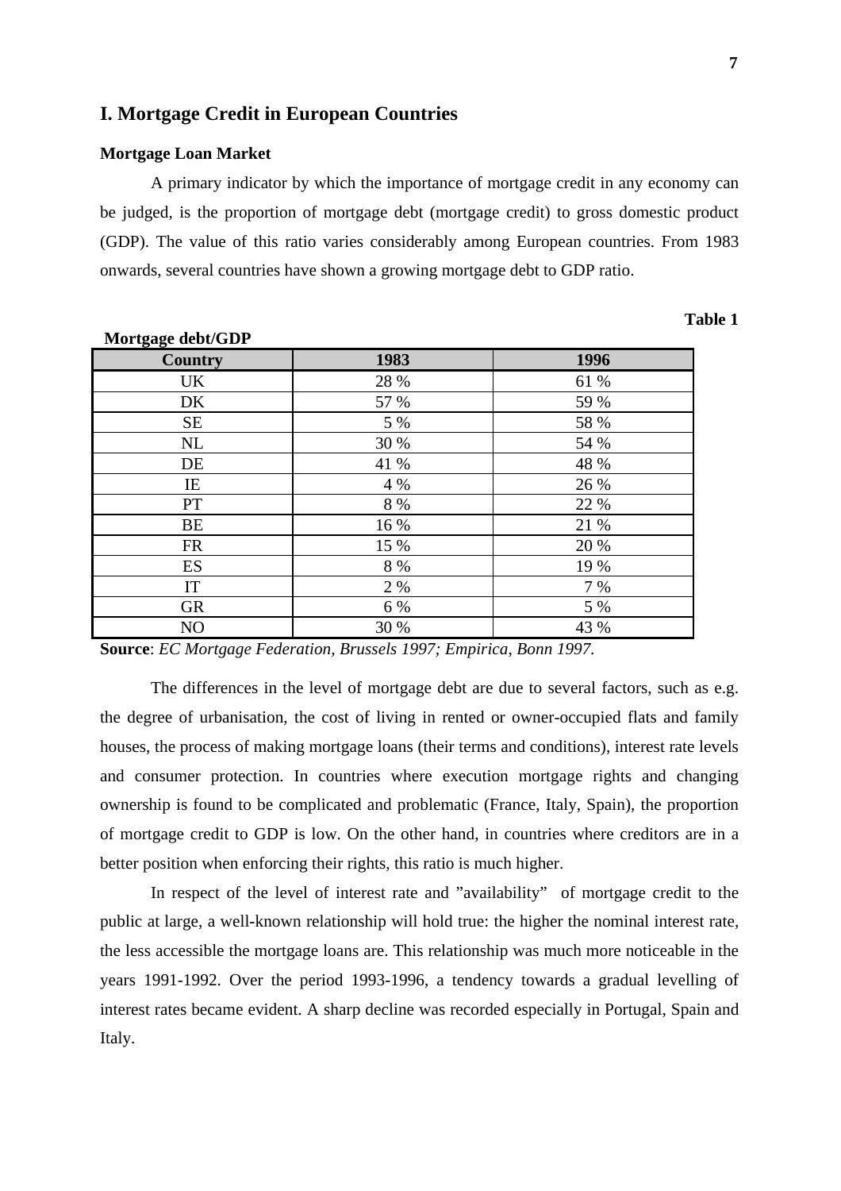# I. Mortgage Credit in European Countries

### Mortgage Loan Market

A primary indicator by which the importance of mortgage credit in any economy can be judged, is the proportion of mortgage debt (mortgage credit) to gross domestic product (GDP). The value of this ratio varies considerably among European countries. From 1983 onwards, several countries have shown a growing mortgage debt to GDP ratio.

**Table 1**

**Mortgage debt/GDP**

| Country | 1983 | 1996 |
|---|---|---|
| UK | 28 % | 61 % |
| DK | 57 % | 59 % |
| SE | 5 % | 58 % |
| NL | 30 % | 54 % |
| DE | 41 % | 48 % |
| IE | 4 % | 26 % |
| PT | 8 % | 22 % |
| BE | 16 % | 21 % |
| FR | 15 % | 20 % |
| ES | 8 % | 19 % |
| IT | 2 % | 7 % |
| GR | 6 % | 5 % |
| NO | 30 % | 43 % |

**Source**: *EC Mortgage Federation, Brussels 1997; Empirica, Bonn 1997.*

The differences in the level of mortgage debt are due to several factors, such as e.g. the degree of urbanisation, the cost of living in rented or owner-occupied flats and family houses, the process of making mortgage loans (their terms and conditions), interest rate levels and consumer protection. In countries where execution mortgage rights and changing ownership is found to be complicated and problematic (France, Italy, Spain), the proportion of mortgage credit to GDP is low. On the other hand, in countries where creditors are in a better position when enforcing their rights, this ratio is much higher.

In respect of the level of interest rate and "availability" of mortgage credit to the public at large, a well-known relationship will hold true: the higher the nominal interest rate, the less accessible the mortgage loans are. This relationship was much more noticeable in the years 1991-1992. Over the period 1993-1996, a tendency towards a gradual levelling of interest rates became evident. A sharp decline was recorded especially in Portugal, Spain and Italy.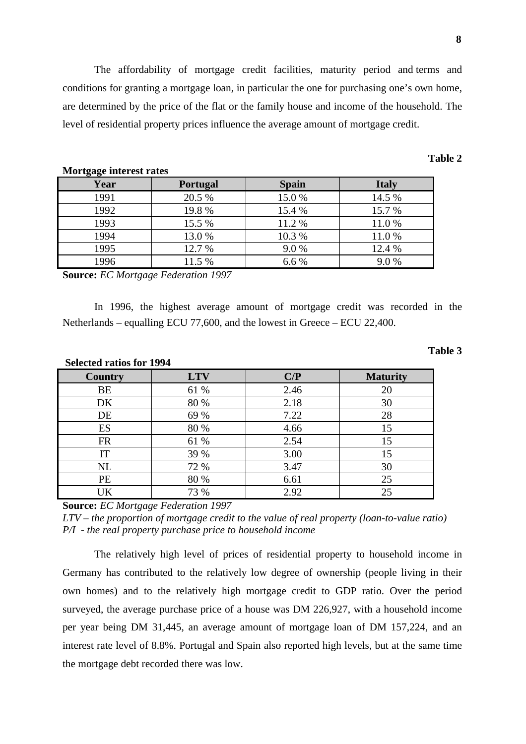The affordability of mortgage credit facilities, maturity period and terms and conditions for granting a mortgage loan, in particular the one for purchasing one's own home, are determined by the price of the flat or the family house and income of the household. The level of residential property prices influence the average amount of mortgage credit.

**Table 2**

**Mortgage interest rates**

| Year | Portugal | Spain | Italy |
|---|---|---|---|
| 1991 | 20.5 % | 15.0 % | 14.5 % |
| 1992 | 19.8 % | 15.4 % | 15.7 % |
| 1993 | 15.5 % | 11.2 % | 11.0 % |
| 1994 | 13.0 % | 10.3 % | 11.0 % |
| 1995 | 12.7 % | 9.0 % | 12.4 % |
| 1996 | 11.5 % | 6.6 % | 9.0 % |

**Source:** *EC Mortgage Federation 1997*

In 1996, the highest average amount of mortgage credit was recorded in the Netherlands – equalling ECU 77,600, and the lowest in Greece – ECU 22,400.

**Table 3**

**Selected ratios for 1994**

| Country | LTV | C/P | Maturity |
|---|---|---|---|
| BE | 61 % | 2.46 | 20 |
| DK | 80 % | 2.18 | 30 |
| DE | 69 % | 7.22 | 28 |
| ES | 80 % | 4.66 | 15 |
| FR | 61 % | 2.54 | 15 |
| IT | 39 % | 3.00 | 15 |
| NL | 72 % | 3.47 | 30 |
| PE | 80 % | 6.61 | 25 |
| UK | 73 % | 2.92 | 25 |

**Source:** *EC Mortgage Federation 1997*
*LTV – the proportion of mortgage credit to the value of real property (loan-to-value ratio)*
*P/I - the real property purchase price to household income*

The relatively high level of prices of residential property to household income in Germany has contributed to the relatively low degree of ownership (people living in their own homes) and to the relatively high mortgage credit to GDP ratio. Over the period surveyed, the average purchase price of a house was DM 226,927, with a household income per year being DM 31,445, an average amount of mortgage loan of DM 157,224, and an interest rate level of 8.8%. Portugal and Spain also reported high levels, but at the same time the mortgage debt recorded there was low.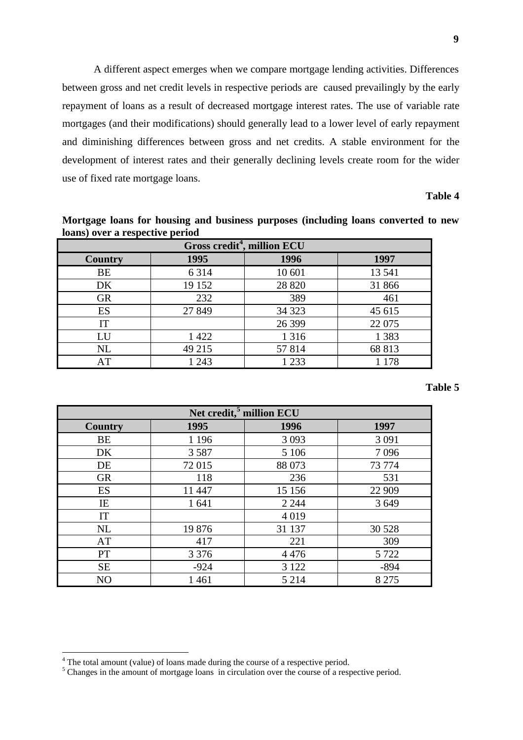A different aspect emerges when we compare mortgage lending activities. Differences between gross and net credit levels in respective periods are caused prevailingly by the early repayment of loans as a result of decreased mortgage interest rates. The use of variable rate mortgages (and their modifications) should generally lead to a lower level of early repayment and diminishing differences between gross and net credits. A stable environment for the development of interest rates and their generally declining levels create room for the wider use of fixed rate mortgage loans.

**Table 4**

**Mortgage loans for housing and business purposes (including loans converted to new loans) over a respective period**

| Gross credit[4], million ECU | | | |
|---|---|---|---|
| **Country** | **1995** | **1996** | **1997** |
| BE | 6 314 | 10 601 | 13 541 |
| DK | 19 152 | 28 820 | 31 866 |
| GR | 232 | 389 | 461 |
| ES | 27 849 | 34 323 | 45 615 |
| IT | | 26 399 | 22 075 |
| LU | 1 422 | 1 316 | 1 383 |
| NL | 49 215 | 57 814 | 68 813 |
| AT | 1 243 | 1 233 | 1 178 |

**Table 5**

| Net credit,[5] million ECU | | | |
|---|---|---|---|
| **Country** | **1995** | **1996** | **1997** |
| BE | 1 196 | 3 093 | 3 091 |
| DK | 3 587 | 5 106 | 7 096 |
| DE | 72 015 | 88 073 | 73 774 |
| GR | 118 | 236 | 531 |
| ES | 11 447 | 15 156 | 22 909 |
| IE | 1 641 | 2 244 | 3 649 |
| IT | | 4 019 | |
| NL | 19 876 | 31 137 | 30 528 |
| AT | 417 | 221 | 309 |
| PT | 3 376 | 4 476 | 5 722 |
| SE | -924 | 3 122 | -894 |
| NO | 1 461 | 5 214 | 8 275 |

[4] The total amount (value) of loans made during the course of a respective period.
[5] Changes in the amount of mortgage loans in circulation over the course of a respective period.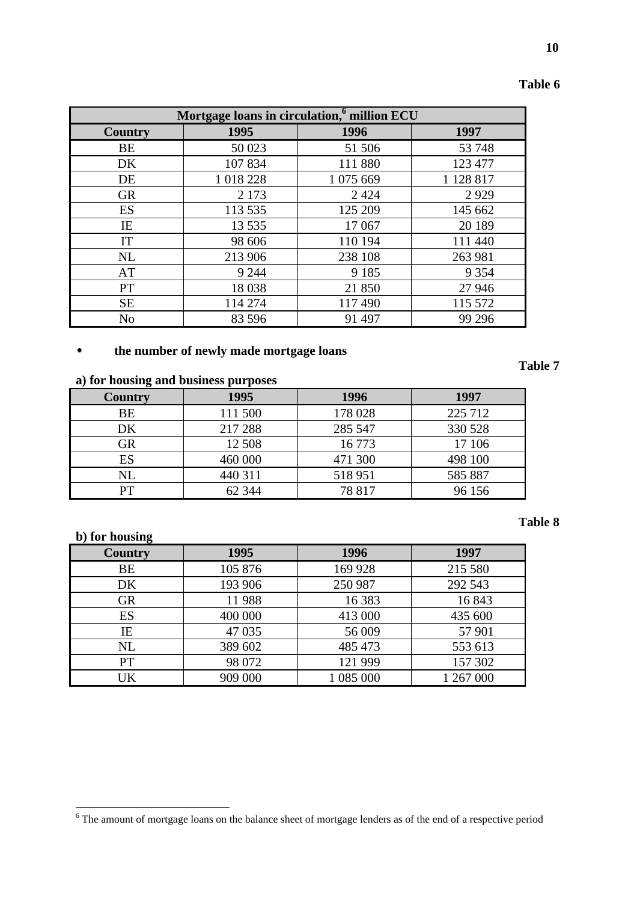**Table 6**

| Mortgage loans in circulation,[6] million ECU | | | |
|---|---|---|---|
| **Country** | **1995** | **1996** | **1997** |
| BE | 50 023 | 51 506 | 53 748 |
| DK | 107 834 | 111 880 | 123 477 |
| DE | 1 018 228 | 1 075 669 | 1 128 817 |
| GR | 2 173 | 2 424 | 2 929 |
| ES | 113 535 | 125 209 | 145 662 |
| IE | 13 535 | 17 067 | 20 189 |
| IT | 98 606 | 110 194 | 111 440 |
| NL | 213 906 | 238 108 | 263 981 |
| AT | 9 244 | 9 185 | 9 354 |
| PT | 18 038 | 21 850 | 27 946 |
| SE | 114 274 | 117 490 | 115 572 |
| No | 83 596 | 91 497 | 99 296 |

- **the number of newly made mortgage loans**

**Table 7**

**a) for housing and business purposes**

| Country | 1995 | 1996 | 1997 |
|---|---|---|---|
| BE | 111 500 | 178 028 | 225 712 |
| DK | 217 288 | 285 547 | 330 528 |
| GR | 12 508 | 16 773 | 17 106 |
| ES | 460 000 | 471 300 | 498 100 |
| NL | 440 311 | 518 951 | 585 887 |
| PT | 62 344 | 78 817 | 96 156 |

**Table 8**

**b) for housing**

| Country | 1995 | 1996 | 1997 |
|---|---|---|---|
| BE | 105 876 | 169 928 | 215 580 |
| DK | 193 906 | 250 987 | 292 543 |
| GR | 11 988 | 16 383 | 16 843 |
| ES | 400 000 | 413 000 | 435 600 |
| IE | 47 035 | 56 009 | 57 901 |
| NL | 389 602 | 485 473 | 553 613 |
| PT | 98 072 | 121 999 | 157 302 |
| UK | 909 000 | 1 085 000 | 1 267 000 |

[6] The amount of mortgage loans on the balance sheet of mortgage lenders as of the end of a respective period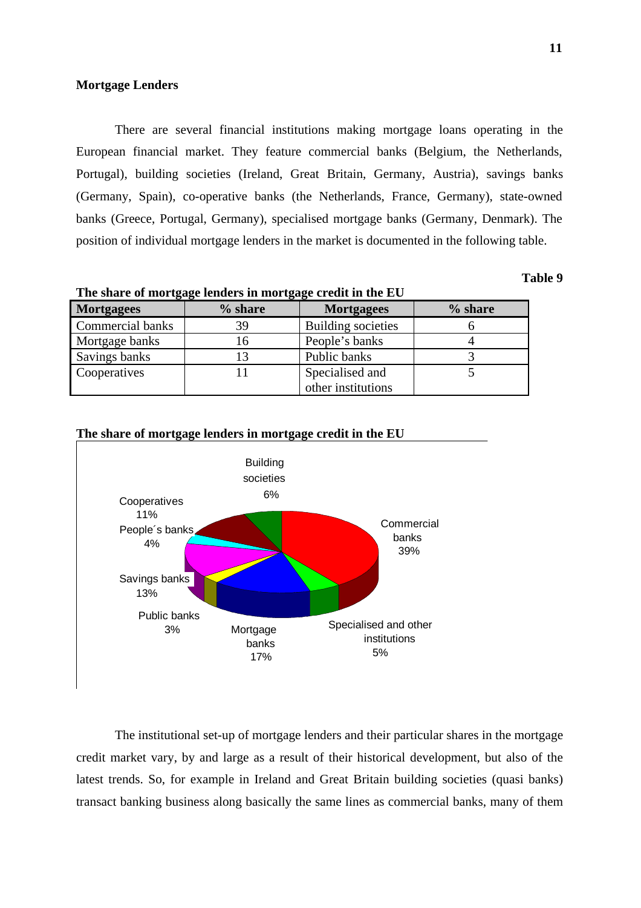**Mortgage Lenders**

There are several financial institutions making mortgage loans operating in the European financial market. They feature commercial banks (Belgium, the Netherlands, Portugal), building societies (Ireland, Great Britain, Germany, Austria), savings banks (Germany, Spain), co-operative banks (the Netherlands, France, Germany), state-owned banks (Greece, Portugal, Germany), specialised mortgage banks (Germany, Denmark). The position of individual mortgage lenders in the market is documented in the following table.

**Table 9**

**The share of mortgage lenders in mortgage credit in the EU**

| Mortgagees | % share | Mortgagees | % share |
|---|---|---|---|
| Commercial banks | 39 | Building societies | 6 |
| Mortgage banks | 16 | People's banks | 4 |
| Savings banks | 13 | Public banks | 3 |
| Cooperatives | 11 | Specialised and other institutions | 5 |

**The share of mortgage lenders in mortgage credit in the EU**

Building societies 6%; Commercial banks 39%; Specialised and other institutions 5%; Mortgage banks 17%; Public banks 3%; Savings banks 13%; People´s banks 4%; Cooperatives 11%

The institutional set-up of mortgage lenders and their particular shares in the mortgage credit market vary, by and large as a result of their historical development, but also of the latest trends. So, for example in Ireland and Great Britain building societies (quasi banks) transact banking business along basically the same lines as commercial banks, many of them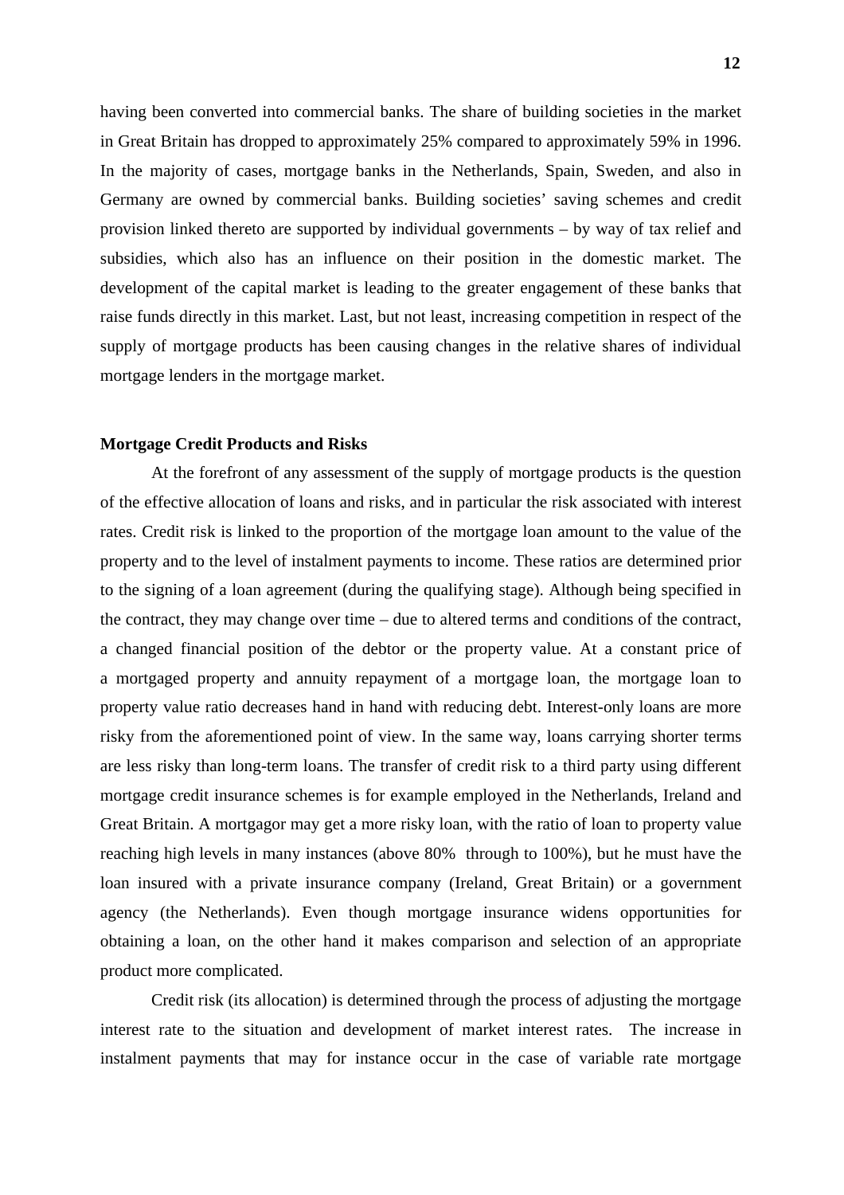having been converted into commercial banks. The share of building societies in the market in Great Britain has dropped to approximately 25% compared to approximately 59% in 1996. In the majority of cases, mortgage banks in the Netherlands, Spain, Sweden, and also in Germany are owned by commercial banks. Building societies' saving schemes and credit provision linked thereto are supported by individual governments – by way of tax relief and subsidies, which also has an influence on their position in the domestic market. The development of the capital market is leading to the greater engagement of these banks that raise funds directly in this market. Last, but not least, increasing competition in respect of the supply of mortgage products has been causing changes in the relative shares of individual mortgage lenders in the mortgage market.

**Mortgage Credit Products and Risks**

At the forefront of any assessment of the supply of mortgage products is the question of the effective allocation of loans and risks, and in particular the risk associated with interest rates. Credit risk is linked to the proportion of the mortgage loan amount to the value of the property and to the level of instalment payments to income. These ratios are determined prior to the signing of a loan agreement (during the qualifying stage). Although being specified in the contract, they may change over time – due to altered terms and conditions of the contract, a changed financial position of the debtor or the property value. At a constant price of a mortgaged property and annuity repayment of a mortgage loan, the mortgage loan to property value ratio decreases hand in hand with reducing debt. Interest-only loans are more risky from the aforementioned point of view. In the same way, loans carrying shorter terms are less risky than long-term loans. The transfer of credit risk to a third party using different mortgage credit insurance schemes is for example employed in the Netherlands, Ireland and Great Britain. A mortgagor may get a more risky loan, with the ratio of loan to property value reaching high levels in many instances (above 80% through to 100%), but he must have the loan insured with a private insurance company (Ireland, Great Britain) or a government agency (the Netherlands). Even though mortgage insurance widens opportunities for obtaining a loan, on the other hand it makes comparison and selection of an appropriate product more complicated.

Credit risk (its allocation) is determined through the process of adjusting the mortgage interest rate to the situation and development of market interest rates. The increase in instalment payments that may for instance occur in the case of variable rate mortgage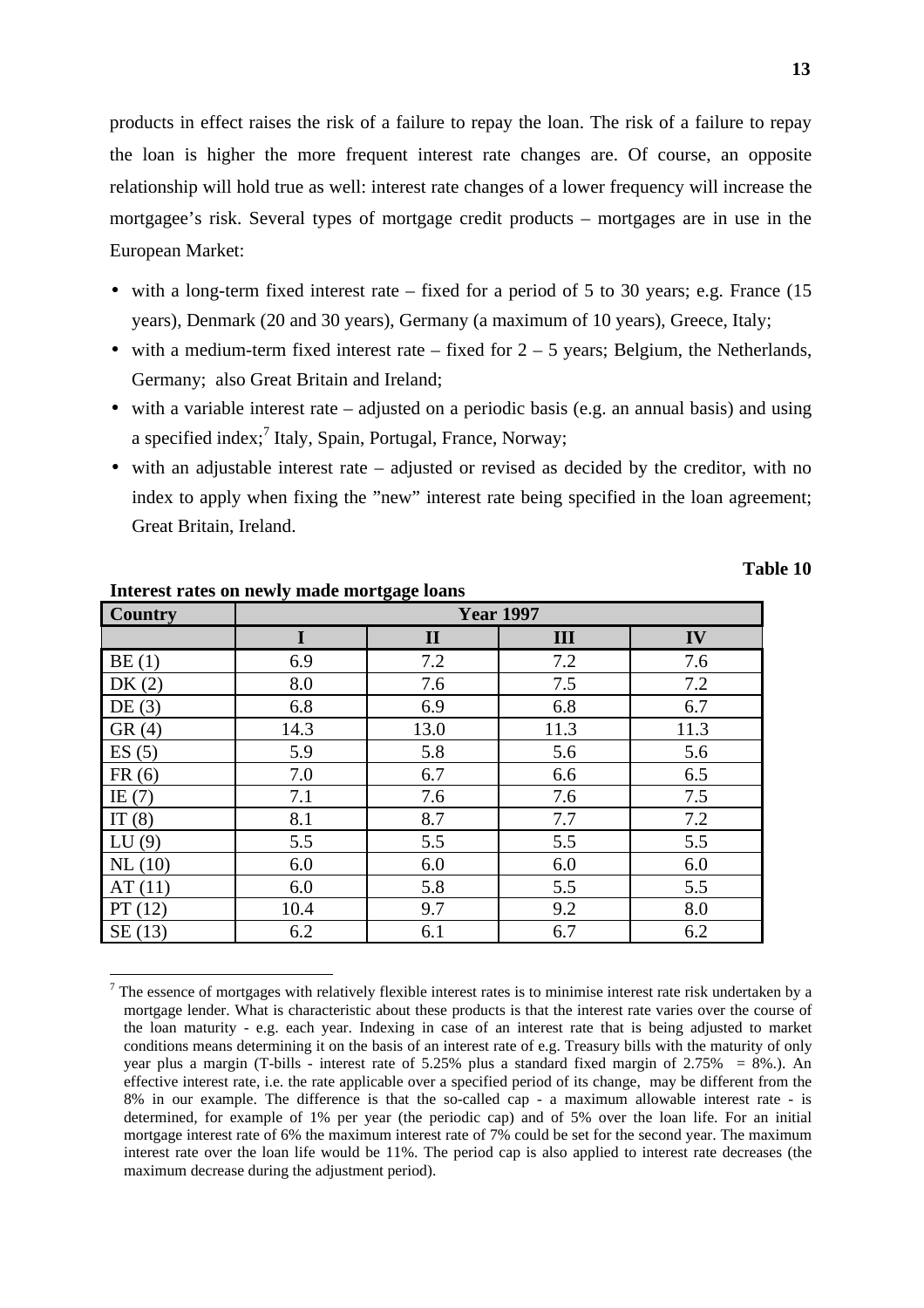products in effect raises the risk of a failure to repay the loan. The risk of a failure to repay the loan is higher the more frequent interest rate changes are. Of course, an opposite relationship will hold true as well: interest rate changes of a lower frequency will increase the mortgagee's risk. Several types of mortgage credit products – mortgages are in use in the European Market:

- with a long-term fixed interest rate – fixed for a period of 5 to 30 years; e.g. France (15 years), Denmark (20 and 30 years), Germany (a maximum of 10 years), Greece, Italy;
- with a medium-term fixed interest rate – fixed for 2 – 5 years; Belgium, the Netherlands, Germany; also Great Britain and Ireland;
- with a variable interest rate – adjusted on a periodic basis (e.g. an annual basis) and using a specified index;[7] Italy, Spain, Portugal, France, Norway;
- with an adjustable interest rate – adjusted or revised as decided by the creditor, with no index to apply when fixing the "new" interest rate being specified in the loan agreement; Great Britain, Ireland.

**Table 10**

**Interest rates on newly made mortgage loans**

| Country | Year 1997 | | | |
|---|---|---|---|---|
| | I | II | III | IV |
| BE (1) | 6.9 | 7.2 | 7.2 | 7.6 |
| DK (2) | 8.0 | 7.6 | 7.5 | 7.2 |
| DE (3) | 6.8 | 6.9 | 6.8 | 6.7 |
| GR (4) | 14.3 | 13.0 | 11.3 | 11.3 |
| ES (5) | 5.9 | 5.8 | 5.6 | 5.6 |
| FR (6) | 7.0 | 6.7 | 6.6 | 6.5 |
| IE (7) | 7.1 | 7.6 | 7.6 | 7.5 |
| IT (8) | 8.1 | 8.7 | 7.7 | 7.2 |
| LU (9) | 5.5 | 5.5 | 5.5 | 5.5 |
| NL (10) | 6.0 | 6.0 | 6.0 | 6.0 |
| AT (11) | 6.0 | 5.8 | 5.5 | 5.5 |
| PT (12) | 10.4 | 9.7 | 9.2 | 8.0 |
| SE (13) | 6.2 | 6.1 | 6.7 | 6.2 |

[7] The essence of mortgages with relatively flexible interest rates is to minimise interest rate risk undertaken by a mortgage lender. What is characteristic about these products is that the interest rate varies over the course of the loan maturity - e.g. each year. Indexing in case of an interest rate that is being adjusted to market conditions means determining it on the basis of an interest rate of e.g. Treasury bills with the maturity of only year plus a margin (T-bills - interest rate of 5.25% plus a standard fixed margin of 2.75% = 8%.). An effective interest rate, i.e. the rate applicable over a specified period of its change, may be different from the 8% in our example. The difference is that the so-called cap - a maximum allowable interest rate - is determined, for example of 1% per year (the periodic cap) and of 5% over the loan life. For an initial mortgage interest rate of 6% the maximum interest rate of 7% could be set for the second year. The maximum interest rate over the loan life would be 11%. The period cap is also applied to interest rate decreases (the maximum decrease during the adjustment period).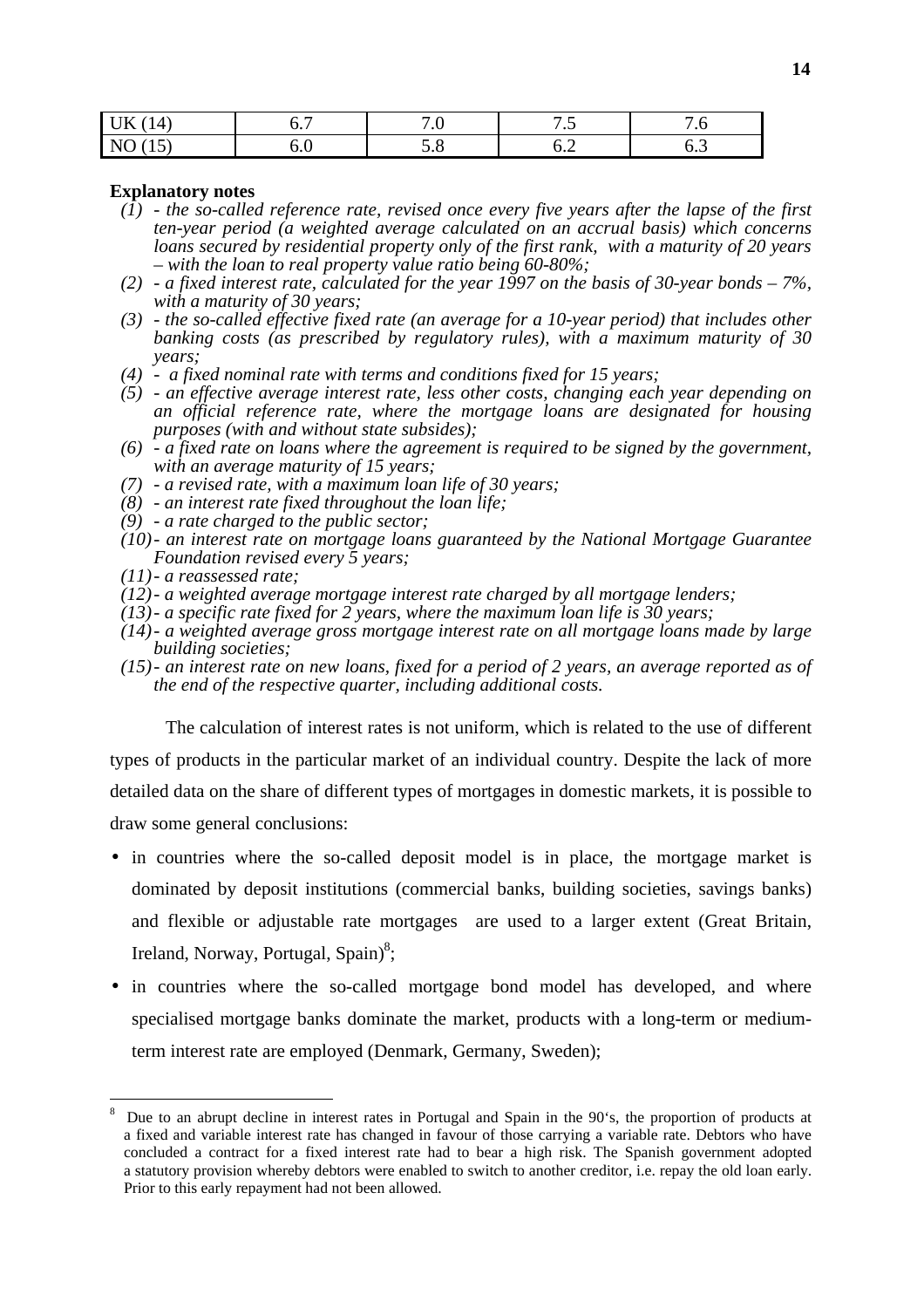| | | | | |
|---|---|---|---|---|
| UK (14) | 6.7 | 7.0 | 7.5 | 7.6 |
| NO (15) | 6.0 | 5.8 | 6.2 | 6.3 |

**Explanatory notes**

*(1) - the so-called reference rate, revised once every five years after the lapse of the first ten-year period (a weighted average calculated on an accrual basis) which concerns loans secured by residential property only of the first rank, with a maturity of 20 years – with the loan to real property value ratio being 60-80%;*

*(2) - a fixed interest rate, calculated for the year 1997 on the basis of 30-year bonds – 7%, with a maturity of 30 years;*

*(3) - the so-called effective fixed rate (an average for a 10-year period) that includes other banking costs (as prescribed by regulatory rules), with a maximum maturity of 30 years;*

*(4) - a fixed nominal rate with terms and conditions fixed for 15 years;*

*(5) - an effective average interest rate, less other costs, changing each year depending on an official reference rate, where the mortgage loans are designated for housing purposes (with and without state subsides);*

*(6) - a fixed rate on loans where the agreement is required to be signed by the government, with an average maturity of 15 years;*

*(7) - a revised rate, with a maximum loan life of 30 years;*

*(8) - an interest rate fixed throughout the loan life;*

*(9) - a rate charged to the public sector;*

*(10) - an interest rate on mortgage loans guaranteed by the National Mortgage Guarantee Foundation revised every 5 years;*

*(11) - a reassessed rate;*

*(12) - a weighted average mortgage interest rate charged by all mortgage lenders;*

*(13) - a specific rate fixed for 2 years, where the maximum loan life is 30 years;*

*(14) - a weighted average gross mortgage interest rate on all mortgage loans made by large building societies;*

*(15) - an interest rate on new loans, fixed for a period of 2 years, an average reported as of the end of the respective quarter, including additional costs.*

The calculation of interest rates is not uniform, which is related to the use of different types of products in the particular market of an individual country. Despite the lack of more detailed data on the share of different types of mortgages in domestic markets, it is possible to draw some general conclusions:

- in countries where the so-called deposit model is in place, the mortgage market is dominated by deposit institutions (commercial banks, building societies, savings banks) and flexible or adjustable rate mortgages are used to a larger extent (Great Britain, Ireland, Norway, Portugal, Spain)[8];
- in countries where the so-called mortgage bond model has developed, and where specialised mortgage banks dominate the market, products with a long-term or medium-term interest rate are employed (Denmark, Germany, Sweden);

---

[8] Due to an abrupt decline in interest rates in Portugal and Spain in the 90's, the proportion of products at a fixed and variable interest rate has changed in favour of those carrying a variable rate. Debtors who have concluded a contract for a fixed interest rate had to bear a high risk. The Spanish government adopted a statutory provision whereby debtors were enabled to switch to another creditor, i.e. repay the old loan early. Prior to this early repayment had not been allowed.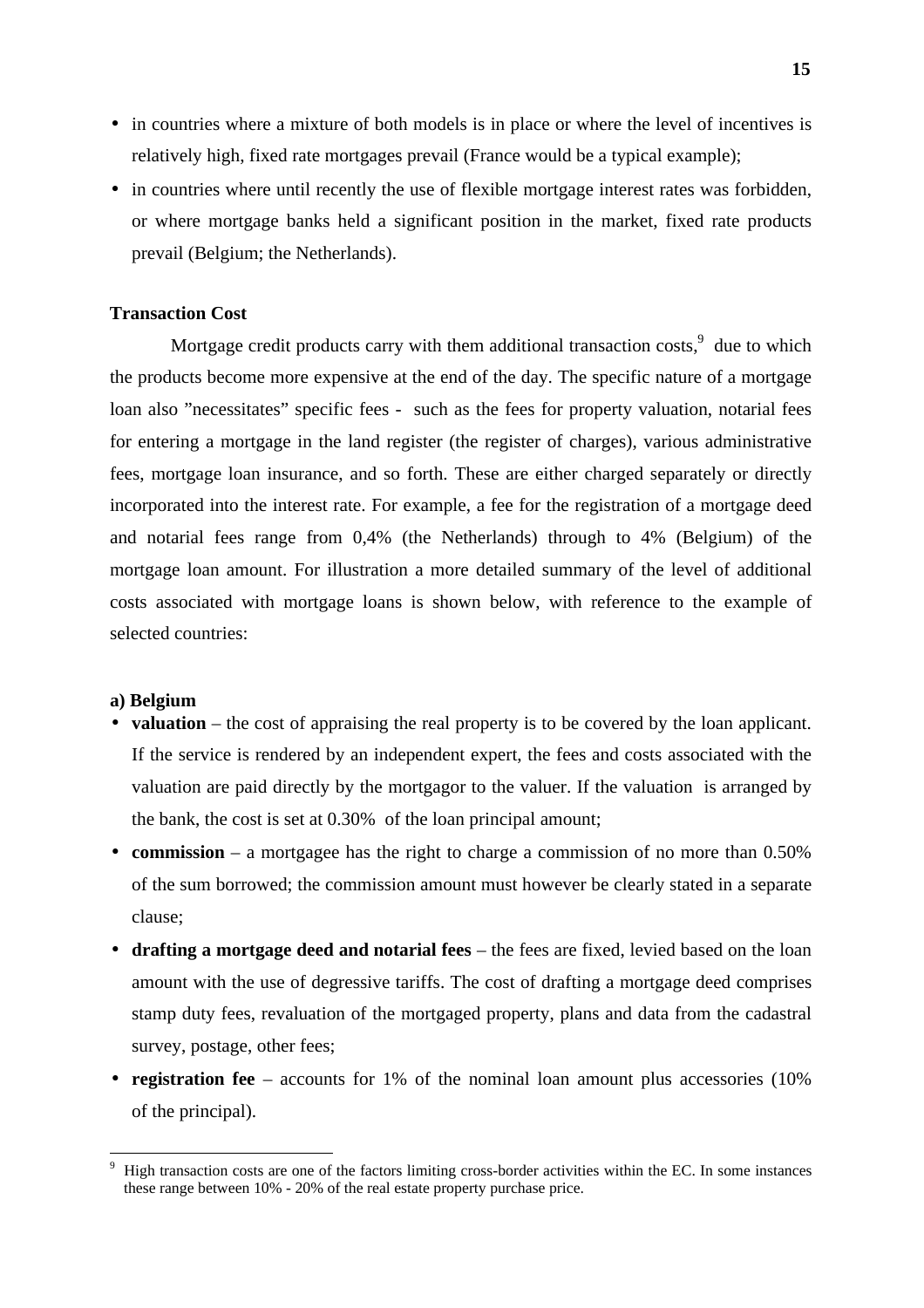- in countries where a mixture of both models is in place or where the level of incentives is relatively high, fixed rate mortgages prevail (France would be a typical example);
- in countries where until recently the use of flexible mortgage interest rates was forbidden, or where mortgage banks held a significant position in the market, fixed rate products prevail (Belgium; the Netherlands).

**Transaction Cost**

Mortgage credit products carry with them additional transaction costs,[9] due to which the products become more expensive at the end of the day. The specific nature of a mortgage loan also "necessitates" specific fees - such as the fees for property valuation, notarial fees for entering a mortgage in the land register (the register of charges), various administrative fees, mortgage loan insurance, and so forth. These are either charged separately or directly incorporated into the interest rate. For example, a fee for the registration of a mortgage deed and notarial fees range from 0,4% (the Netherlands) through to 4% (Belgium) of the mortgage loan amount. For illustration a more detailed summary of the level of additional costs associated with mortgage loans is shown below, with reference to the example of selected countries:

**a) Belgium**

- **valuation** – the cost of appraising the real property is to be covered by the loan applicant. If the service is rendered by an independent expert, the fees and costs associated with the valuation are paid directly by the mortgagor to the valuer. If the valuation is arranged by the bank, the cost is set at 0.30% of the loan principal amount;
- **commission** – a mortgagee has the right to charge a commission of no more than 0.50% of the sum borrowed; the commission amount must however be clearly stated in a separate clause;
- **drafting a mortgage deed and notarial fees** – the fees are fixed, levied based on the loan amount with the use of degressive tariffs. The cost of drafting a mortgage deed comprises stamp duty fees, revaluation of the mortgaged property, plans and data from the cadastral survey, postage, other fees;
- **registration fee** – accounts for 1% of the nominal loan amount plus accessories (10% of the principal).

---

[9] High transaction costs are one of the factors limiting cross-border activities within the EC. In some instances these range between 10% - 20% of the real estate property purchase price.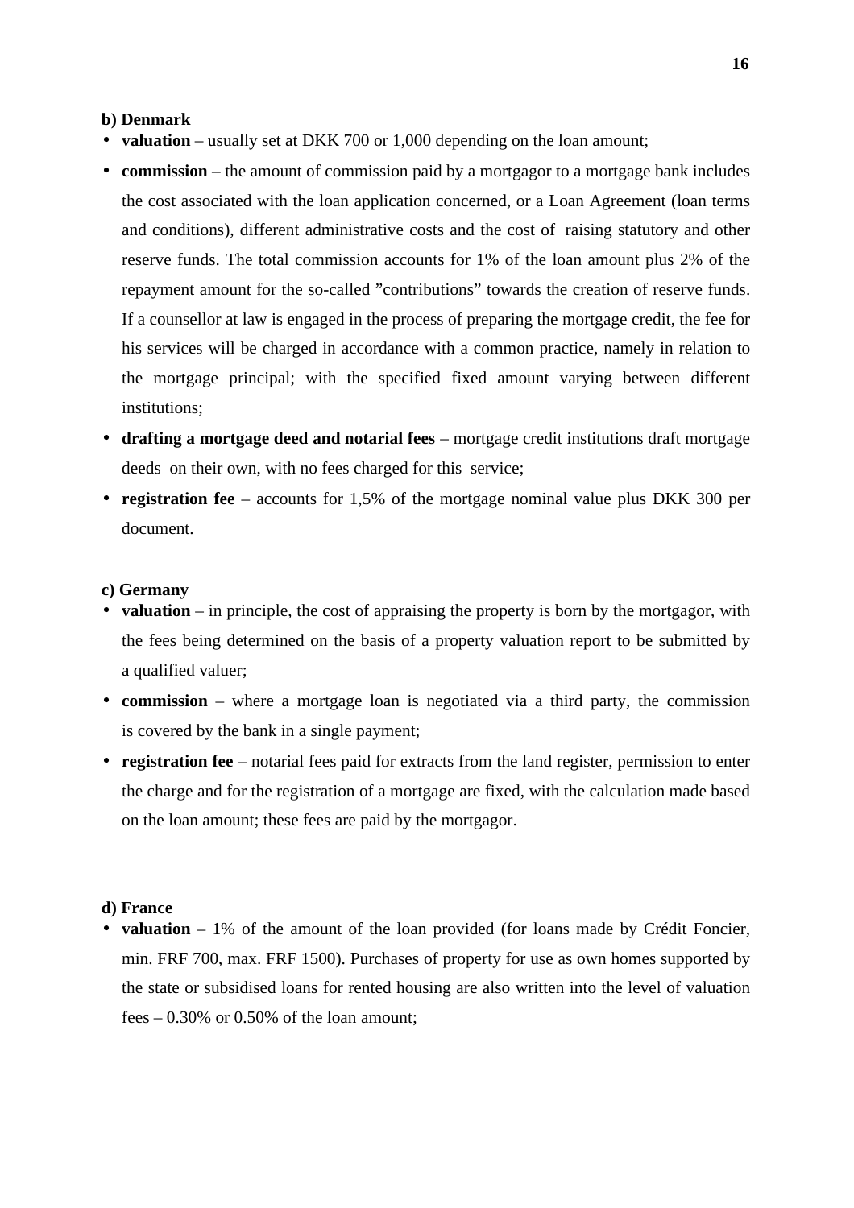**b) Denmark**

- **valuation** – usually set at DKK 700 or 1,000 depending on the loan amount;
- **commission** – the amount of commission paid by a mortgagor to a mortgage bank includes the cost associated with the loan application concerned, or a Loan Agreement (loan terms and conditions), different administrative costs and the cost of raising statutory and other reserve funds. The total commission accounts for 1% of the loan amount plus 2% of the repayment amount for the so-called "contributions" towards the creation of reserve funds. If a counsellor at law is engaged in the process of preparing the mortgage credit, the fee for his services will be charged in accordance with a common practice, namely in relation to the mortgage principal; with the specified fixed amount varying between different institutions;
- **drafting a mortgage deed and notarial fees** – mortgage credit institutions draft mortgage deeds on their own, with no fees charged for this service;
- **registration fee** – accounts for 1,5% of the mortgage nominal value plus DKK 300 per document.

**c) Germany**

- **valuation** – in principle, the cost of appraising the property is born by the mortgagor, with the fees being determined on the basis of a property valuation report to be submitted by a qualified valuer;
- **commission** – where a mortgage loan is negotiated via a third party, the commission is covered by the bank in a single payment;
- **registration fee** – notarial fees paid for extracts from the land register, permission to enter the charge and for the registration of a mortgage are fixed, with the calculation made based on the loan amount; these fees are paid by the mortgagor.

**d) France**

- **valuation** – 1% of the amount of the loan provided (for loans made by Crédit Foncier, min. FRF 700, max. FRF 1500). Purchases of property for use as own homes supported by the state or subsidised loans for rented housing are also written into the level of valuation fees – 0.30% or 0.50% of the loan amount;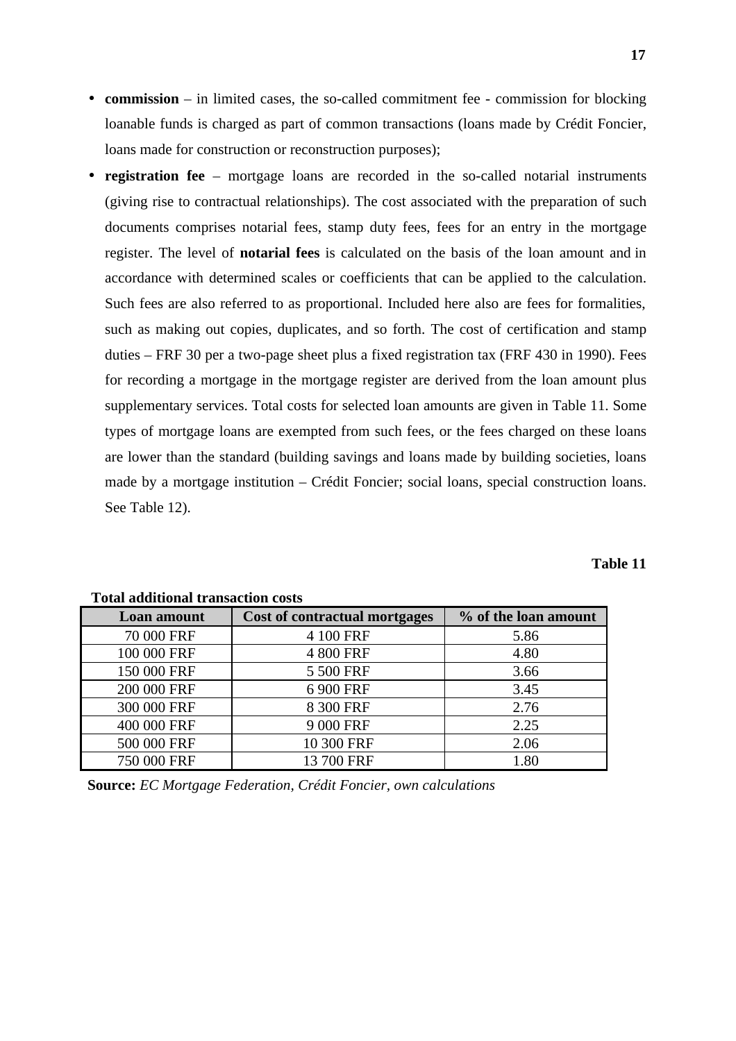- **commission** – in limited cases, the so-called commitment fee - commission for blocking loanable funds is charged as part of common transactions (loans made by Crédit Foncier, loans made for construction or reconstruction purposes);
- **registration fee** – mortgage loans are recorded in the so-called notarial instruments (giving rise to contractual relationships). The cost associated with the preparation of such documents comprises notarial fees, stamp duty fees, fees for an entry in the mortgage register. The level of **notarial fees** is calculated on the basis of the loan amount and in accordance with determined scales or coefficients that can be applied to the calculation. Such fees are also referred to as proportional. Included here also are fees for formalities, such as making out copies, duplicates, and so forth. The cost of certification and stamp duties – FRF 30 per a two-page sheet plus a fixed registration tax (FRF 430 in 1990). Fees for recording a mortgage in the mortgage register are derived from the loan amount plus supplementary services. Total costs for selected loan amounts are given in Table 11. Some types of mortgage loans are exempted from such fees, or the fees charged on these loans are lower than the standard (building savings and loans made by building societies, loans made by a mortgage institution – Crédit Foncier; social loans, special construction loans. See Table 12).

**Table 11**

**Total additional transaction costs**

| Loan amount | Cost of contractual mortgages | % of the loan amount |
|---|---|---|
| 70 000 FRF | 4 100 FRF | 5.86 |
| 100 000 FRF | 4 800 FRF | 4.80 |
| 150 000 FRF | 5 500 FRF | 3.66 |
| 200 000 FRF | 6 900 FRF | 3.45 |
| 300 000 FRF | 8 300 FRF | 2.76 |
| 400 000 FRF | 9 000 FRF | 2.25 |
| 500 000 FRF | 10 300 FRF | 2.06 |
| 750 000 FRF | 13 700 FRF | 1.80 |

**Source:** *EC Mortgage Federation, Crédit Foncier, own calculations*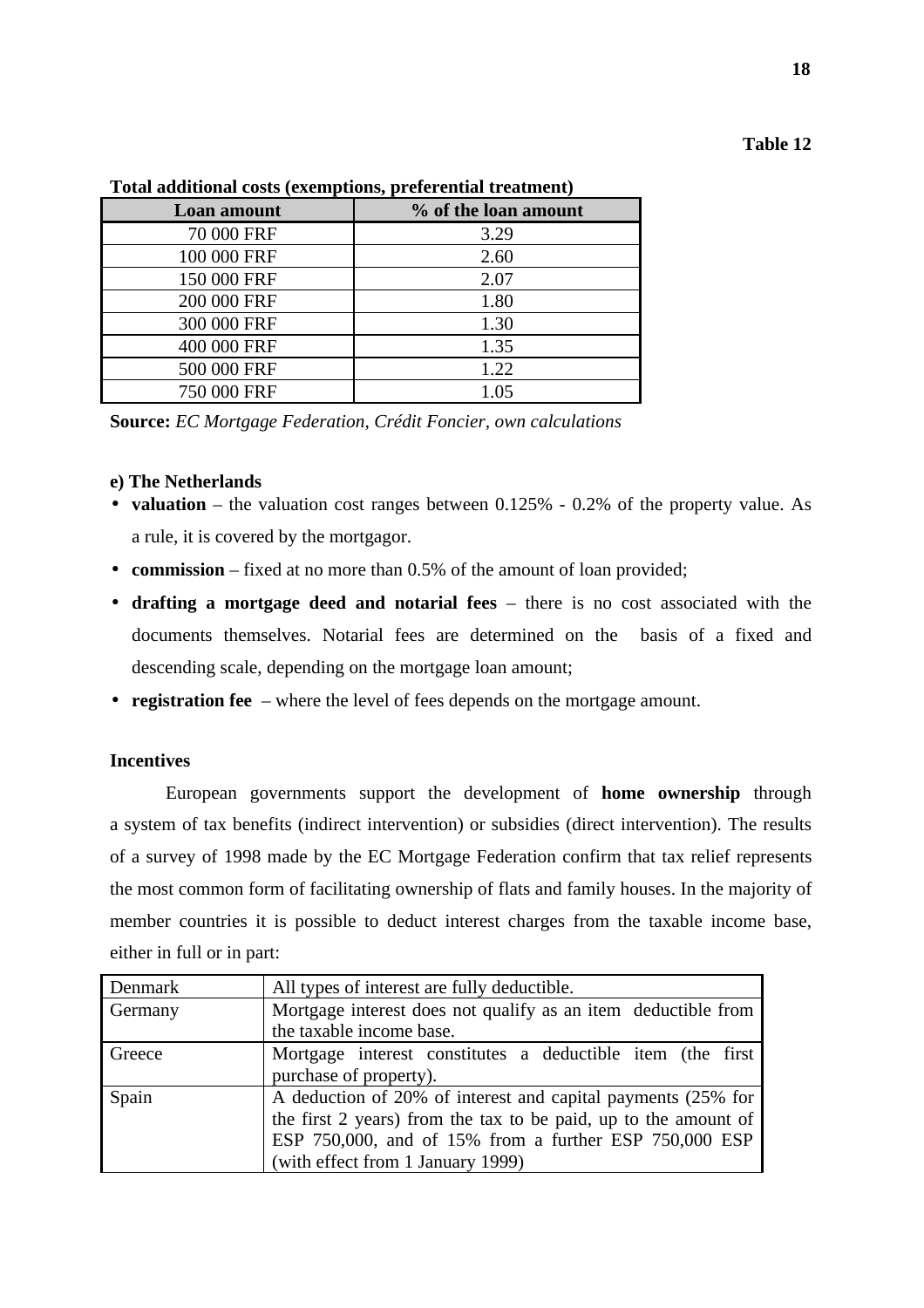**Table 12**

**Total additional costs (exemptions, preferential treatment)**

| Loan amount | % of the loan amount |
|---|---|
| 70 000 FRF | 3.29 |
| 100 000 FRF | 2.60 |
| 150 000 FRF | 2.07 |
| 200 000 FRF | 1.80 |
| 300 000 FRF | 1.30 |
| 400 000 FRF | 1.35 |
| 500 000 FRF | 1.22 |
| 750 000 FRF | 1.05 |

**Source:** *EC Mortgage Federation, Crédit Foncier, own calculations*

**e) The Netherlands**

- **valuation** – the valuation cost ranges between 0.125% - 0.2% of the property value. As a rule, it is covered by the mortgagor.
- **commission** – fixed at no more than 0.5% of the amount of loan provided;
- **drafting a mortgage deed and notarial fees** – there is no cost associated with the documents themselves. Notarial fees are determined on the basis of a fixed and descending scale, depending on the mortgage loan amount;
- **registration fee** – where the level of fees depends on the mortgage amount.

**Incentives**

European governments support the development of **home ownership** through a system of tax benefits (indirect intervention) or subsidies (direct intervention). The results of a survey of 1998 made by the EC Mortgage Federation confirm that tax relief represents the most common form of facilitating ownership of flats and family houses. In the majority of member countries it is possible to deduct interest charges from the taxable income base, either in full or in part:

| | |
|---|---|
| Denmark | All types of interest are fully deductible. |
| Germany | Mortgage interest does not qualify as an item deductible from the taxable income base. |
| Greece | Mortgage interest constitutes a deductible item (the first purchase of property). |
| Spain | A deduction of 20% of interest and capital payments (25% for the first 2 years) from the tax to be paid, up to the amount of ESP 750,000, and of 15% from a further ESP 750,000 ESP (with effect from 1 January 1999) |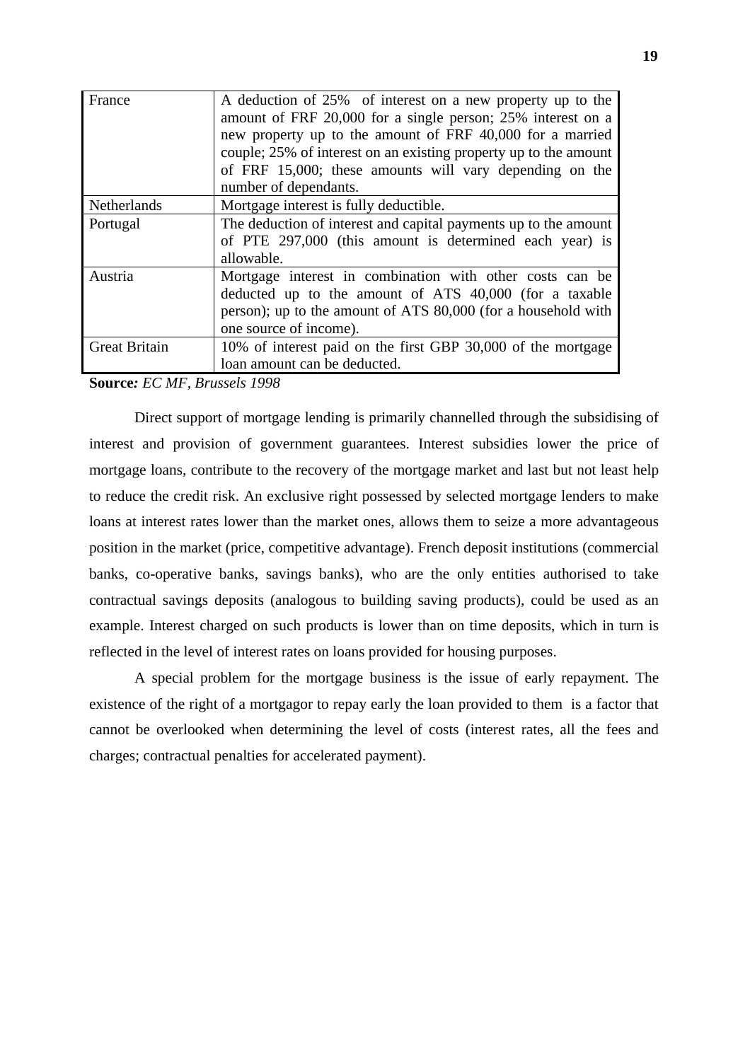| | |
|---|---|
| France | A deduction of 25% of interest on a new property up to the amount of FRF 20,000 for a single person; 25% interest on a new property up to the amount of FRF 40,000 for a married couple; 25% of interest on an existing property up to the amount of FRF 15,000; these amounts will vary depending on the number of dependants. |
| Netherlands | Mortgage interest is fully deductible. |
| Portugal | The deduction of interest and capital payments up to the amount of PTE 297,000 (this amount is determined each year) is allowable. |
| Austria | Mortgage interest in combination with other costs can be deducted up to the amount of ATS 40,000 (for a taxable person); up to the amount of ATS 80,000 (for a household with one source of income). |
| Great Britain | 10% of interest paid on the first GBP 30,000 of the mortgage loan amount can be deducted. |

**Source:** *EC MF, Brussels 1998*

Direct support of mortgage lending is primarily channelled through the subsidising of interest and provision of government guarantees. Interest subsidies lower the price of mortgage loans, contribute to the recovery of the mortgage market and last but not least help to reduce the credit risk. An exclusive right possessed by selected mortgage lenders to make loans at interest rates lower than the market ones, allows them to seize a more advantageous position in the market (price, competitive advantage). French deposit institutions (commercial banks, co-operative banks, savings banks), who are the only entities authorised to take contractual savings deposits (analogous to building saving products), could be used as an example. Interest charged on such products is lower than on time deposits, which in turn is reflected in the level of interest rates on loans provided for housing purposes.

A special problem for the mortgage business is the issue of early repayment. The existence of the right of a mortgagor to repay early the loan provided to them is a factor that cannot be overlooked when determining the level of costs (interest rates, all the fees and charges; contractual penalties for accelerated payment).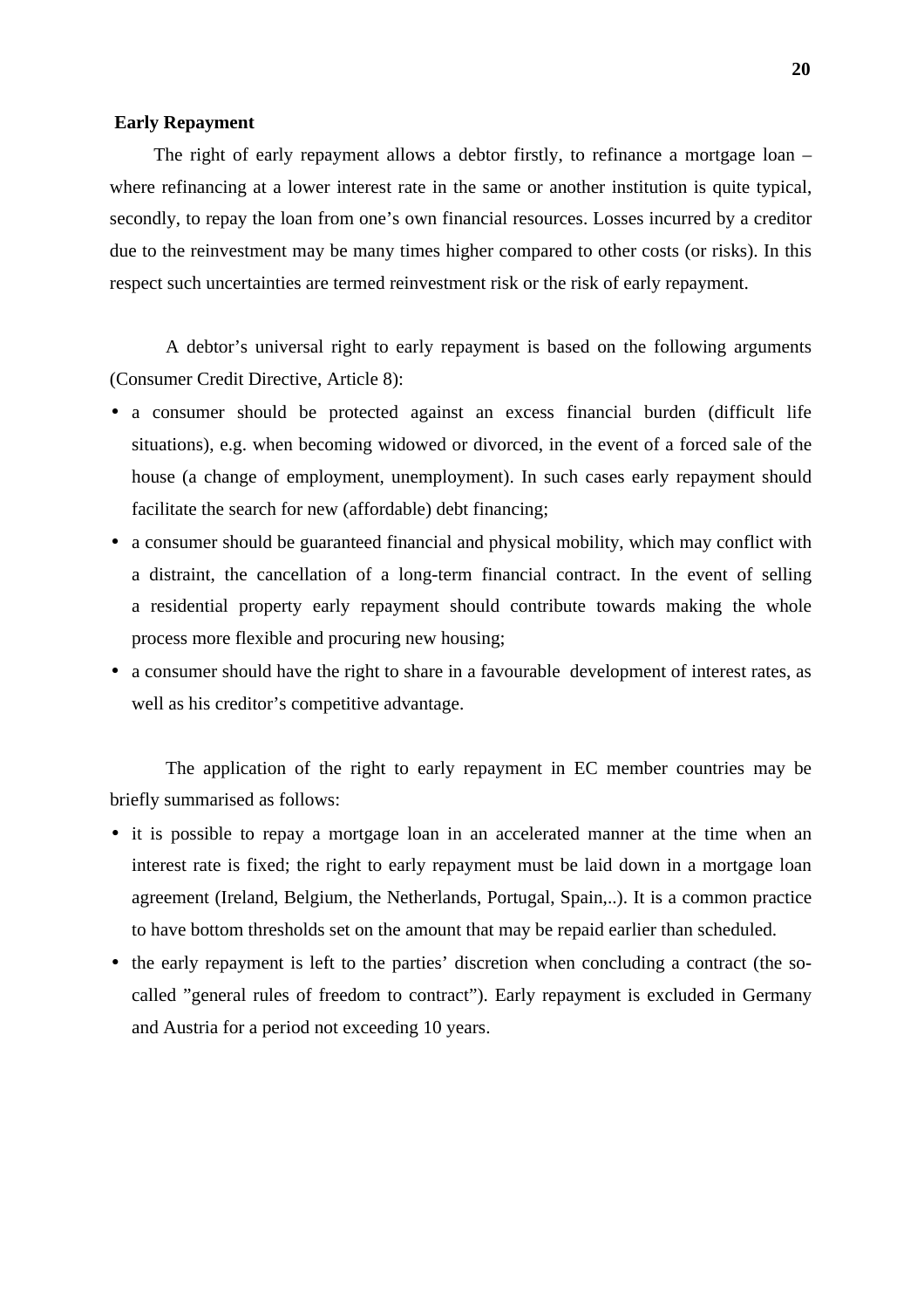**Early Repayment**

The right of early repayment allows a debtor firstly, to refinance a mortgage loan – where refinancing at a lower interest rate in the same or another institution is quite typical, secondly, to repay the loan from one's own financial resources. Losses incurred by a creditor due to the reinvestment may be many times higher compared to other costs (or risks). In this respect such uncertainties are termed reinvestment risk or the risk of early repayment.

A debtor's universal right to early repayment is based on the following arguments (Consumer Credit Directive, Article 8):

- a consumer should be protected against an excess financial burden (difficult life situations), e.g. when becoming widowed or divorced, in the event of a forced sale of the house (a change of employment, unemployment). In such cases early repayment should facilitate the search for new (affordable) debt financing;
- a consumer should be guaranteed financial and physical mobility, which may conflict with a distraint, the cancellation of a long-term financial contract. In the event of selling a residential property early repayment should contribute towards making the whole process more flexible and procuring new housing;
- a consumer should have the right to share in a favourable development of interest rates, as well as his creditor's competitive advantage.

The application of the right to early repayment in EC member countries may be briefly summarised as follows:

- it is possible to repay a mortgage loan in an accelerated manner at the time when an interest rate is fixed; the right to early repayment must be laid down in a mortgage loan agreement (Ireland, Belgium, the Netherlands, Portugal, Spain,..). It is a common practice to have bottom thresholds set on the amount that may be repaid earlier than scheduled.
- the early repayment is left to the parties' discretion when concluding a contract (the so-called "general rules of freedom to contract"). Early repayment is excluded in Germany and Austria for a period not exceeding 10 years.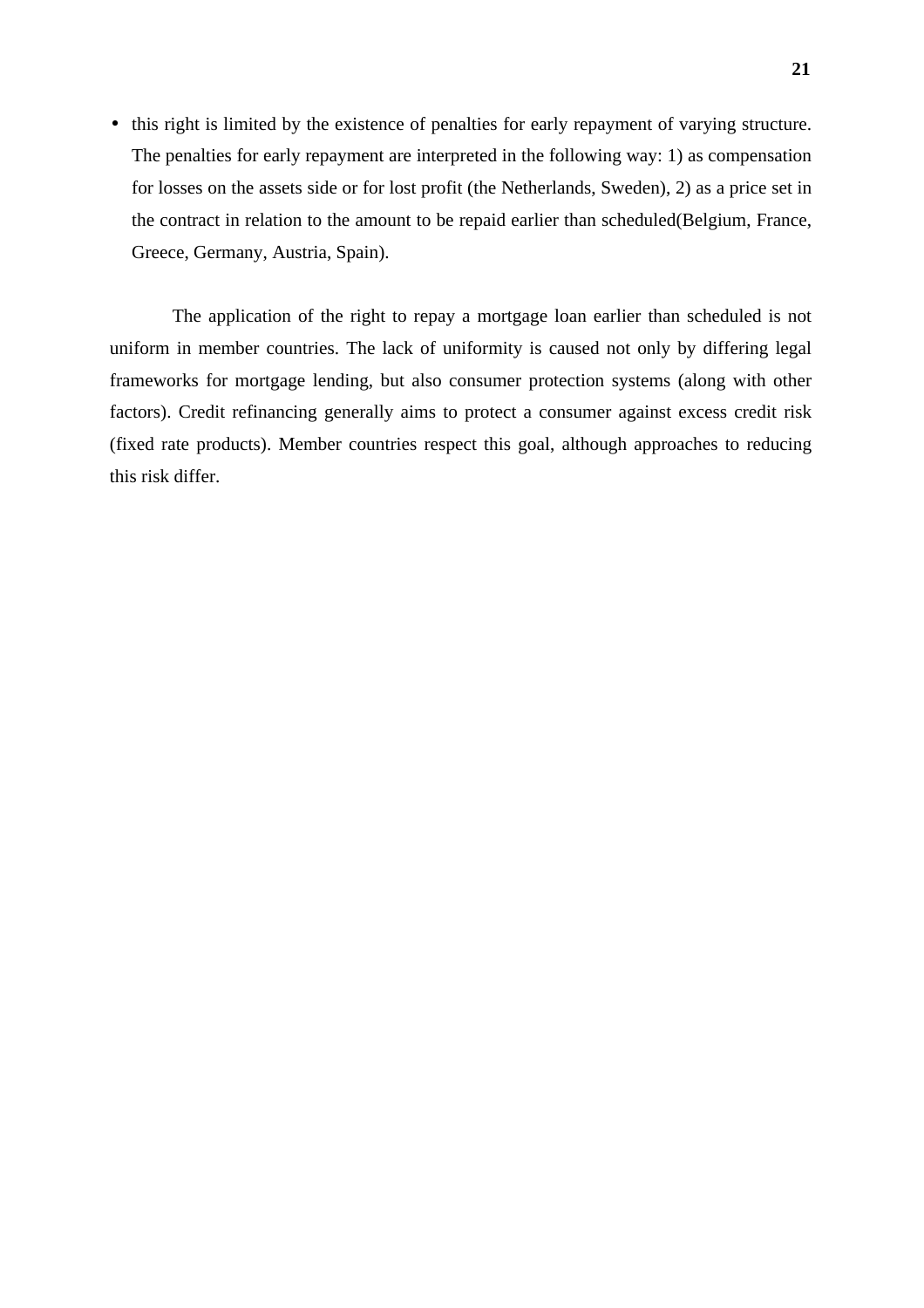- this right is limited by the existence of penalties for early repayment of varying structure. The penalties for early repayment are interpreted in the following way: 1) as compensation for losses on the assets side or for lost profit (the Netherlands, Sweden), 2) as a price set in the contract in relation to the amount to be repaid earlier than scheduled(Belgium, France, Greece, Germany, Austria, Spain).

The application of the right to repay a mortgage loan earlier than scheduled is not uniform in member countries. The lack of uniformity is caused not only by differing legal frameworks for mortgage lending, but also consumer protection systems (along with other factors). Credit refinancing generally aims to protect a consumer against excess credit risk (fixed rate products). Member countries respect this goal, although approaches to reducing this risk differ.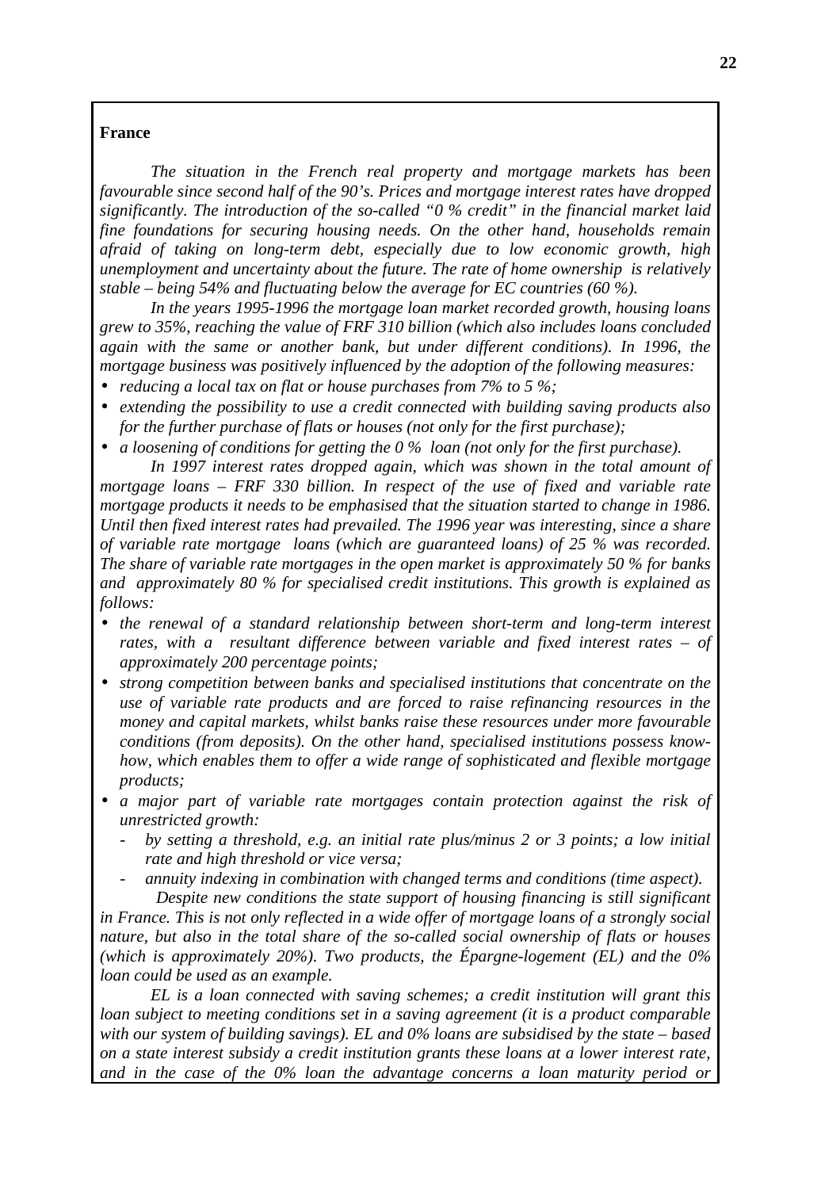**France**

*The situation in the French real property and mortgage markets has been favourable since second half of the 90's. Prices and mortgage interest rates have dropped significantly. The introduction of the so-called "0 % credit" in the financial market laid fine foundations for securing housing needs. On the other hand, households remain afraid of taking on long-term debt, especially due to low economic growth, high unemployment and uncertainty about the future. The rate of home ownership is relatively stable – being 54% and fluctuating below the average for EC countries (60 %).*

*In the years 1995-1996 the mortgage loan market recorded growth, housing loans grew to 35%, reaching the value of FRF 310 billion (which also includes loans concluded again with the same or another bank, but under different conditions). In 1996, the mortgage business was positively influenced by the adoption of the following measures:*

- *reducing a local tax on flat or house purchases from 7% to 5 %;*
- *extending the possibility to use a credit connected with building saving products also for the further purchase of flats or houses (not only for the first purchase);*
- *a loosening of conditions for getting the 0 % loan (not only for the first purchase).*

*In 1997 interest rates dropped again, which was shown in the total amount of mortgage loans – FRF 330 billion. In respect of the use of fixed and variable rate mortgage products it needs to be emphasised that the situation started to change in 1986. Until then fixed interest rates had prevailed. The 1996 year was interesting, since a share of variable rate mortgage loans (which are guaranteed loans) of 25 % was recorded. The share of variable rate mortgages in the open market is approximately 50 % for banks and approximately 80 % for specialised credit institutions. This growth is explained as follows:*

- *the renewal of a standard relationship between short-term and long-term interest rates, with a resultant difference between variable and fixed interest rates – of approximately 200 percentage points;*
- *strong competition between banks and specialised institutions that concentrate on the use of variable rate products and are forced to raise refinancing resources in the money and capital markets, whilst banks raise these resources under more favourable conditions (from deposits). On the other hand, specialised institutions possess know-how, which enables them to offer a wide range of sophisticated and flexible mortgage products;*
- *a major part of variable rate mortgages contain protection against the risk of unrestricted growth:*
  - *by setting a threshold, e.g. an initial rate plus/minus 2 or 3 points; a low initial rate and high threshold or vice versa;*
  - *annuity indexing in combination with changed terms and conditions (time aspect).*

*Despite new conditions the state support of housing financing is still significant in France. This is not only reflected in a wide offer of mortgage loans of a strongly social nature, but also in the total share of the so-called social ownership of flats or houses (which is approximately 20%). Two products, the Épargne-logement (EL) and the 0% loan could be used as an example.*

*EL is a loan connected with saving schemes; a credit institution will grant this loan subject to meeting conditions set in a saving agreement (it is a product comparable with our system of building savings). EL and 0% loans are subsidised by the state – based on a state interest subsidy a credit institution grants these loans at a lower interest rate, and in the case of the 0% loan the advantage concerns a loan maturity period or*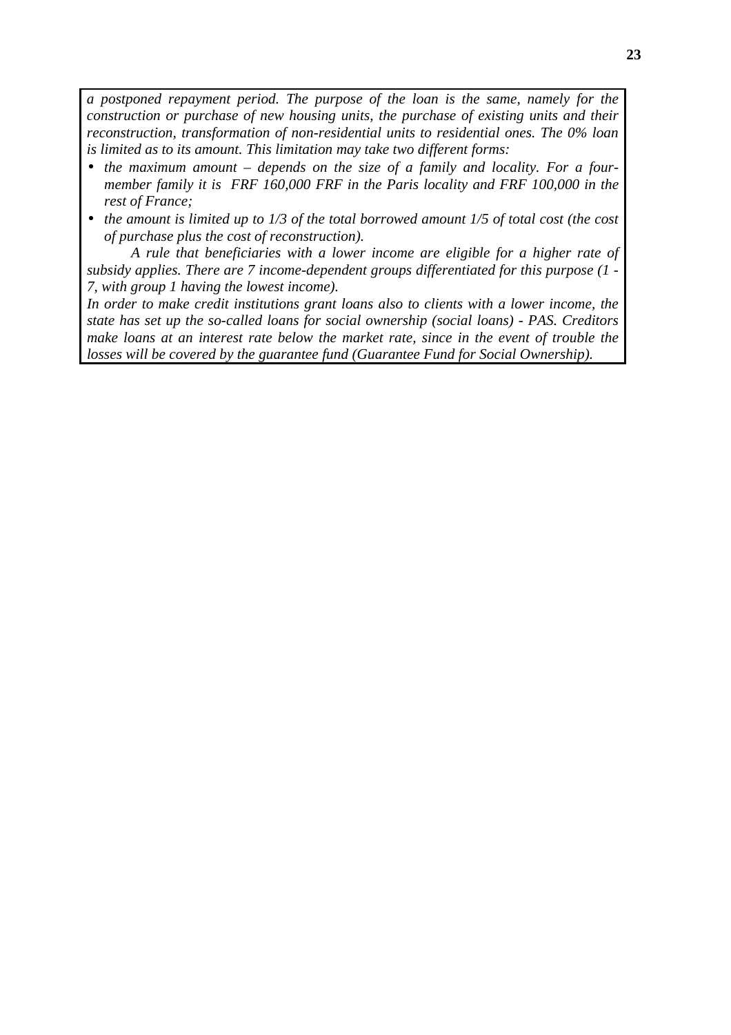*a postponed repayment period. The purpose of the loan is the same, namely for the construction or purchase of new housing units, the purchase of existing units and their reconstruction, transformation of non-residential units to residential ones. The 0% loan is limited as to its amount. This limitation may take two different forms:*

- *the maximum amount – depends on the size of a family and locality. For a four-member family it is  FRF 160,000 FRF in the Paris locality and FRF 100,000 in the rest of France;*
- *the amount is limited up to 1/3 of the total borrowed amount 1/5 of total cost (the cost of purchase plus the cost of reconstruction).*

*A rule that beneficiaries with a lower income are eligible for a higher rate of subsidy applies. There are 7 income-dependent groups differentiated for this purpose (1 - 7, with group 1 having the lowest income).*

*In order to make credit institutions grant loans also to clients with a lower income, the state has set up the so-called loans for social ownership (social loans) - PAS. Creditors make loans at an interest rate below the market rate, since in the event of trouble the losses will be covered by the guarantee fund (Guarantee Fund for Social Ownership).*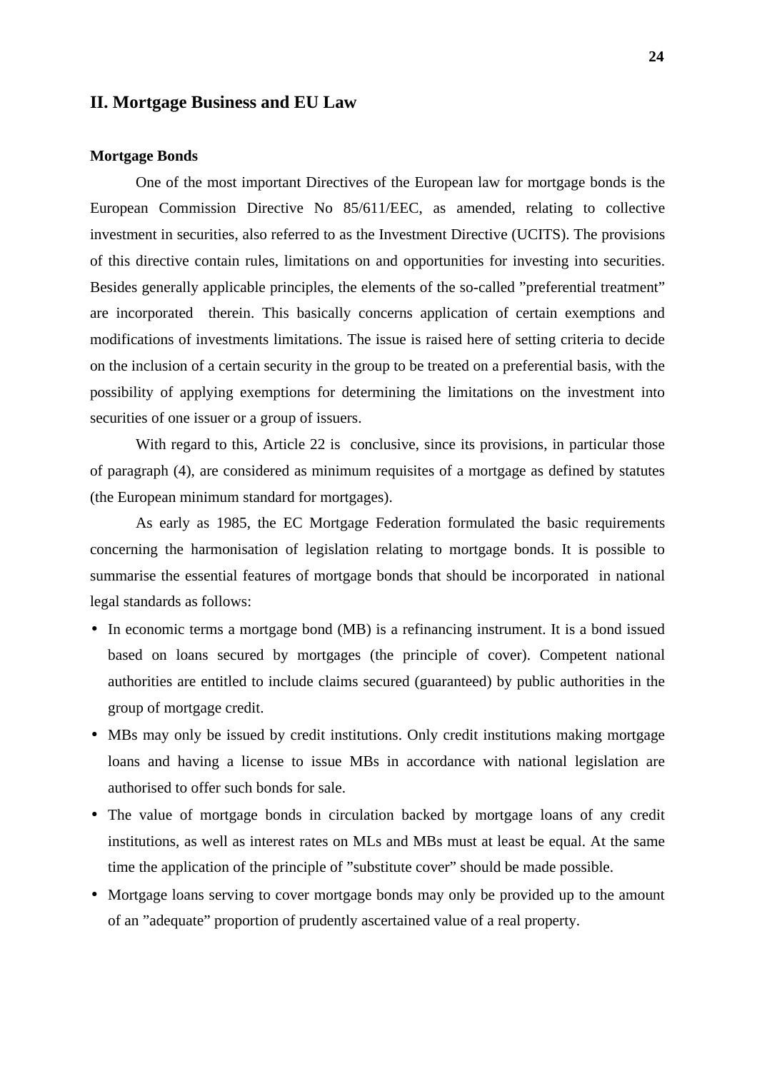## II. Mortgage Business and EU Law

### Mortgage Bonds

One of the most important Directives of the European law for mortgage bonds is the European Commission Directive No 85/611/EEC, as amended, relating to collective investment in securities, also referred to as the Investment Directive (UCITS). The provisions of this directive contain rules, limitations on and opportunities for investing into securities. Besides generally applicable principles, the elements of the so-called ”preferential treatment” are incorporated therein. This basically concerns application of certain exemptions and modifications of investments limitations. The issue is raised here of setting criteria to decide on the inclusion of a certain security in the group to be treated on a preferential basis, with the possibility of applying exemptions for determining the limitations on the investment into securities of one issuer or a group of issuers.

With regard to this, Article 22 is conclusive, since its provisions, in particular those of paragraph (4), are considered as minimum requisites of a mortgage as defined by statutes (the European minimum standard for mortgages).

As early as 1985, the EC Mortgage Federation formulated the basic requirements concerning the harmonisation of legislation relating to mortgage bonds. It is possible to summarise the essential features of mortgage bonds that should be incorporated in national legal standards as follows:

- In economic terms a mortgage bond (MB) is a refinancing instrument. It is a bond issued based on loans secured by mortgages (the principle of cover). Competent national authorities are entitled to include claims secured (guaranteed) by public authorities in the group of mortgage credit.
- MBs may only be issued by credit institutions. Only credit institutions making mortgage loans and having a license to issue MBs in accordance with national legislation are authorised to offer such bonds for sale.
- The value of mortgage bonds in circulation backed by mortgage loans of any credit institutions, as well as interest rates on MLs and MBs must at least be equal. At the same time the application of the principle of ”substitute cover” should be made possible.
- Mortgage loans serving to cover mortgage bonds may only be provided up to the amount of an ”adequate” proportion of prudently ascertained value of a real property.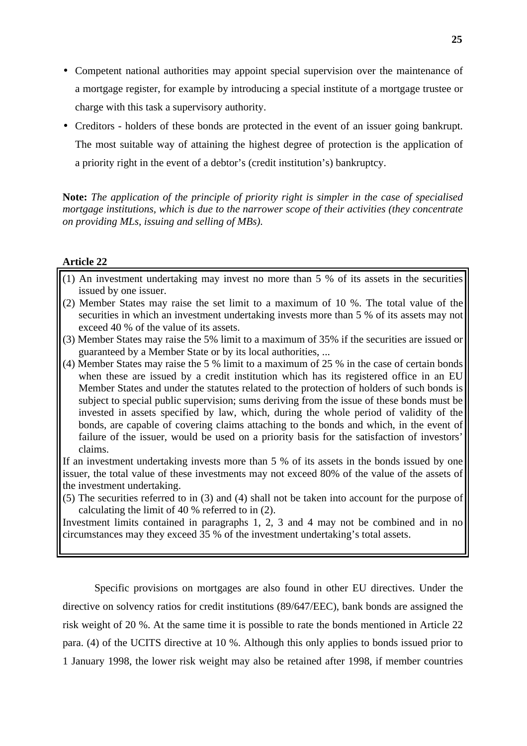- Competent national authorities may appoint special supervision over the maintenance of a mortgage register, for example by introducing a special institute of a mortgage trustee or charge with this task a supervisory authority.
- Creditors - holders of these bonds are protected in the event of an issuer going bankrupt. The most suitable way of attaining the highest degree of protection is the application of a priority right in the event of a debtor's (credit institution's) bankruptcy.

**Note:** *The application of the principle of priority right is simpler in the case of specialised mortgage institutions, which is due to the narrower scope of their activities (they concentrate on providing MLs, issuing and selling of MBs).*

**Article 22**

> (1) An investment undertaking may invest no more than 5 % of its assets in the securities issued by one issuer.
>
> (2) Member States may raise the set limit to a maximum of 10 %. The total value of the securities in which an investment undertaking invests more than 5 % of its assets may not exceed 40 % of the value of its assets.
>
> (3) Member States may raise the 5% limit to a maximum of 35% if the securities are issued or guaranteed by a Member State or by its local authorities, ...
>
> (4) Member States may raise the 5 % limit to a maximum of 25 % in the case of certain bonds when these are issued by a credit institution which has its registered office in an EU Member States and under the statutes related to the protection of holders of such bonds is subject to special public supervision; sums deriving from the issue of these bonds must be invested in assets specified by law, which, during the whole period of validity of the bonds, are capable of covering claims attaching to the bonds and which, in the event of failure of the issuer, would be used on a priority basis for the satisfaction of investors' claims.
>
> If an investment undertaking invests more than 5 % of its assets in the bonds issued by one issuer, the total value of these investments may not exceed 80% of the value of the assets of the investment undertaking.
>
> (5) The securities referred to in (3) and (4) shall not be taken into account for the purpose of calculating the limit of 40 % referred to in (2).
>
> Investment limits contained in paragraphs 1, 2, 3 and 4 may not be combined and in no circumstances may they exceed 35 % of the investment undertaking's total assets.

Specific provisions on mortgages are also found in other EU directives. Under the directive on solvency ratios for credit institutions (89/647/EEC), bank bonds are assigned the risk weight of 20 %. At the same time it is possible to rate the bonds mentioned in Article 22 para. (4) of the UCITS directive at 10 %. Although this only applies to bonds issued prior to 1 January 1998, the lower risk weight may also be retained after 1998, if member countries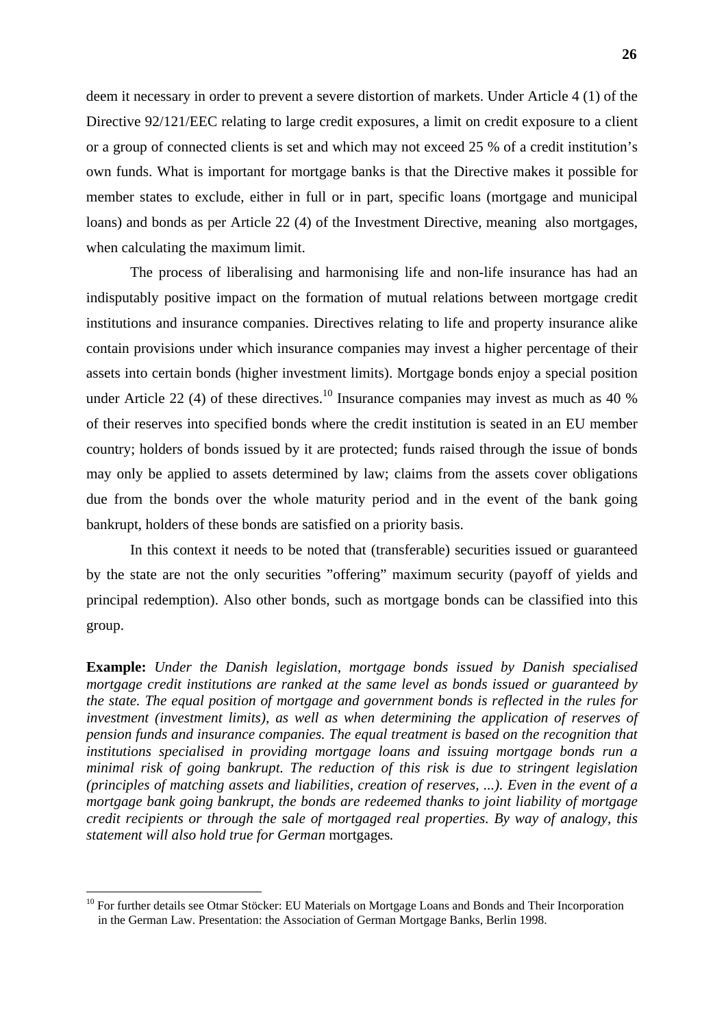deem it necessary in order to prevent a severe distortion of markets. Under Article 4 (1) of the Directive 92/121/EEC relating to large credit exposures, a limit on credit exposure to a client or a group of connected clients is set and which may not exceed 25 % of a credit institution's own funds. What is important for mortgage banks is that the Directive makes it possible for member states to exclude, either in full or in part, specific loans (mortgage and municipal loans) and bonds as per Article 22 (4) of the Investment Directive, meaning also mortgages, when calculating the maximum limit.

The process of liberalising and harmonising life and non-life insurance has had an indisputably positive impact on the formation of mutual relations between mortgage credit institutions and insurance companies. Directives relating to life and property insurance alike contain provisions under which insurance companies may invest a higher percentage of their assets into certain bonds (higher investment limits). Mortgage bonds enjoy a special position under Article 22 (4) of these directives.[10] Insurance companies may invest as much as 40 % of their reserves into specified bonds where the credit institution is seated in an EU member country; holders of bonds issued by it are protected; funds raised through the issue of bonds may only be applied to assets determined by law; claims from the assets cover obligations due from the bonds over the whole maturity period and in the event of the bank going bankrupt, holders of these bonds are satisfied on a priority basis.

In this context it needs to be noted that (transferable) securities issued or guaranteed by the state are not the only securities "offering" maximum security (payoff of yields and principal redemption). Also other bonds, such as mortgage bonds can be classified into this group.

**Example:** *Under the Danish legislation, mortgage bonds issued by Danish specialised mortgage credit institutions are ranked at the same level as bonds issued or guaranteed by the state. The equal position of mortgage and government bonds is reflected in the rules for investment (investment limits), as well as when determining the application of reserves of pension funds and insurance companies. The equal treatment is based on the recognition that institutions specialised in providing mortgage loans and issuing mortgage bonds run a minimal risk of going bankrupt. The reduction of this risk is due to stringent legislation (principles of matching assets and liabilities, creation of reserves, ...). Even in the event of a mortgage bank going bankrupt, the bonds are redeemed thanks to joint liability of mortgage credit recipients or through the sale of mortgaged real properties. By way of analogy, this statement will also hold true for German* mortgages*.*

---

[10] For further details see Otmar Stöcker: EU Materials on Mortgage Loans and Bonds and Their Incorporation in the German Law. Presentation: the Association of German Mortgage Banks, Berlin 1998.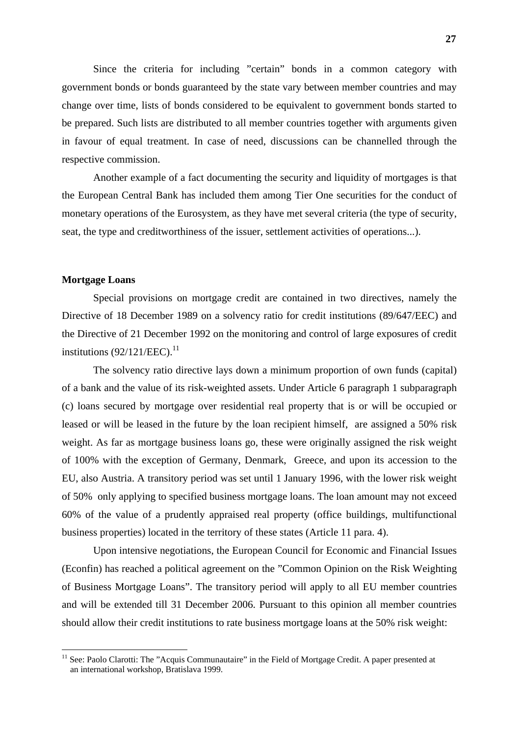Since the criteria for including ”certain” bonds in a common category with government bonds or bonds guaranteed by the state vary between member countries and may change over time, lists of bonds considered to be equivalent to government bonds started to be prepared. Such lists are distributed to all member countries together with arguments given in favour of equal treatment. In case of need, discussions can be channelled through the respective commission.

Another example of a fact documenting the security and liquidity of mortgages is that the European Central Bank has included them among Tier One securities for the conduct of monetary operations of the Eurosystem, as they have met several criteria (the type of security, seat, the type and creditworthiness of the issuer, settlement activities of operations...).

**Mortgage Loans**

Special provisions on mortgage credit are contained in two directives, namely the Directive of 18 December 1989 on a solvency ratio for credit institutions (89/647/EEC) and the Directive of 21 December 1992 on the monitoring and control of large exposures of credit institutions (92/121/EEC).[11]

The solvency ratio directive lays down a minimum proportion of own funds (capital) of a bank and the value of its risk-weighted assets. Under Article 6 paragraph 1 subparagraph (c) loans secured by mortgage over residential real property that is or will be occupied or leased or will be leased in the future by the loan recipient himself, are assigned a 50% risk weight. As far as mortgage business loans go, these were originally assigned the risk weight of 100% with the exception of Germany, Denmark, Greece, and upon its accession to the EU, also Austria. A transitory period was set until 1 January 1996, with the lower risk weight of 50% only applying to specified business mortgage loans. The loan amount may not exceed 60% of the value of a prudently appraised real property (office buildings, multifunctional business properties) located in the territory of these states (Article 11 para. 4).

Upon intensive negotiations, the European Council for Economic and Financial Issues (Econfin) has reached a political agreement on the ”Common Opinion on the Risk Weighting of Business Mortgage Loans”. The transitory period will apply to all EU member countries and will be extended till 31 December 2006. Pursuant to this opinion all member countries should allow their credit institutions to rate business mortgage loans at the 50% risk weight:

[11] See: Paolo Clarotti: The ”Acquis Communautaire” in the Field of Mortgage Credit. A paper presented at an international workshop, Bratislava 1999.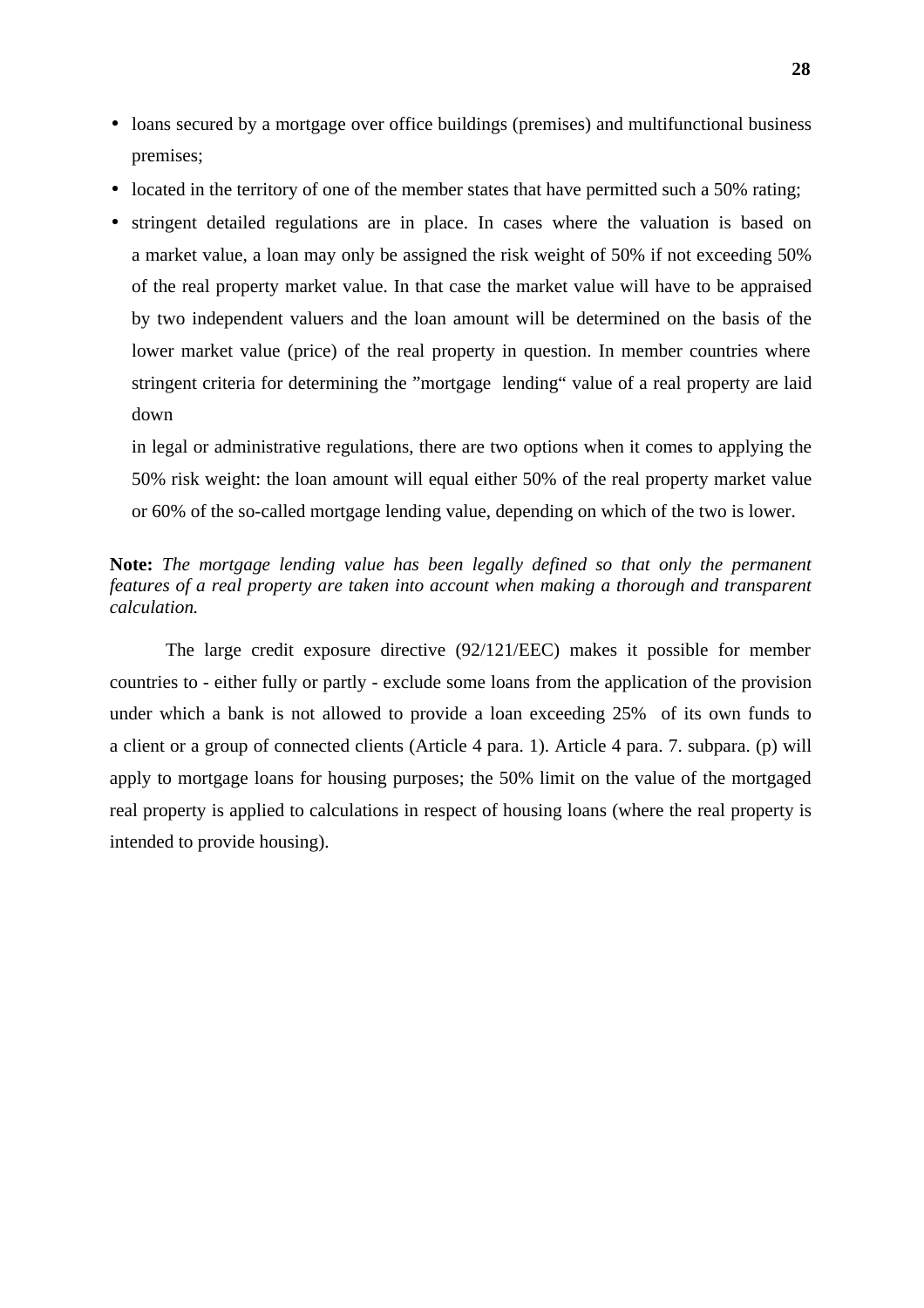- loans secured by a mortgage over office buildings (premises) and multifunctional business premises;
- located in the territory of one of the member states that have permitted such a 50% rating;
- stringent detailed regulations are in place. In cases where the valuation is based on a market value, a loan may only be assigned the risk weight of 50% if not exceeding 50% of the real property market value. In that case the market value will have to be appraised by two independent valuers and the loan amount will be determined on the basis of the lower market value (price) of the real property in question. In member countries where stringent criteria for determining the "mortgage lending" value of a real property are laid down

  in legal or administrative regulations, there are two options when it comes to applying the 50% risk weight: the loan amount will equal either 50% of the real property market value or 60% of the so-called mortgage lending value, depending on which of the two is lower.

**Note:** *The mortgage lending value has been legally defined so that only the permanent features of a real property are taken into account when making a thorough and transparent calculation.*

The large credit exposure directive (92/121/EEC) makes it possible for member countries to - either fully or partly - exclude some loans from the application of the provision under which a bank is not allowed to provide a loan exceeding 25% of its own funds to a client or a group of connected clients (Article 4 para. 1). Article 4 para. 7. subpara. (p) will apply to mortgage loans for housing purposes; the 50% limit on the value of the mortgaged real property is applied to calculations in respect of housing loans (where the real property is intended to provide housing).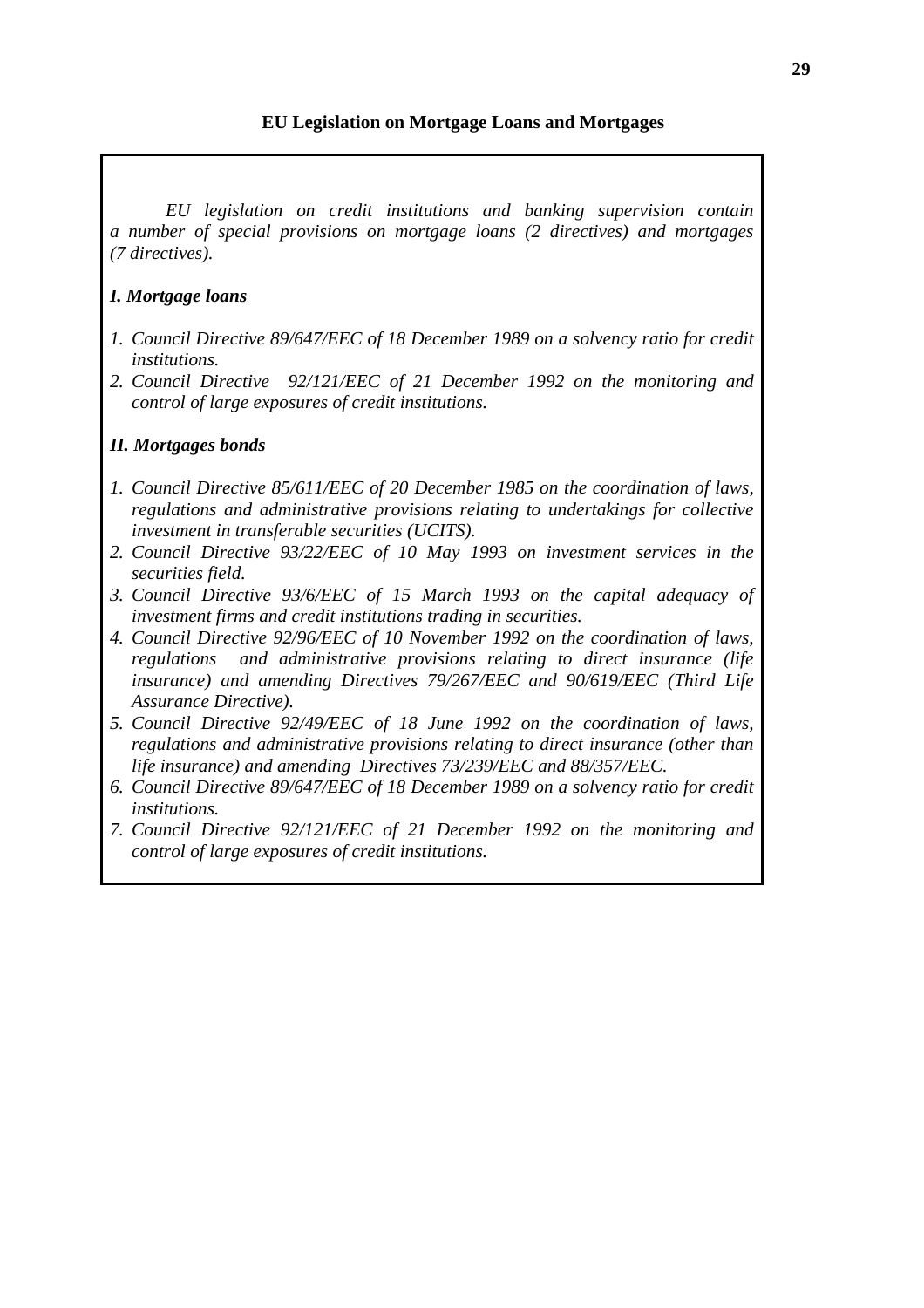## EU Legislation on Mortgage Loans and Mortgages

*EU legislation on credit institutions and banking supervision contain a number of special provisions on mortgage loans (2 directives) and mortgages (7 directives).*

***I. Mortgage loans***

1. *Council Directive 89/647/EEC of 18 December 1989 on a solvency ratio for credit institutions.*
2. *Council Directive 92/121/EEC of 21 December 1992 on the monitoring and control of large exposures of credit institutions.*

***II. Mortgages bonds***

1. *Council Directive 85/611/EEC of 20 December 1985 on the coordination of laws, regulations and administrative provisions relating to undertakings for collective investment in transferable securities (UCITS).*
2. *Council Directive 93/22/EEC of 10 May 1993 on investment services in the securities field.*
3. *Council Directive 93/6/EEC of 15 March 1993 on the capital adequacy of investment firms and credit institutions trading in securities.*
4. *Council Directive 92/96/EEC of 10 November 1992 on the coordination of laws, regulations and administrative provisions relating to direct insurance (life insurance) and amending Directives 79/267/EEC and 90/619/EEC (Third Life Assurance Directive).*
5. *Council Directive 92/49/EEC of 18 June 1992 on the coordination of laws, regulations and administrative provisions relating to direct insurance (other than life insurance) and amending Directives 73/239/EEC and 88/357/EEC.*
6. *Council Directive 89/647/EEC of 18 December 1989 on a solvency ratio for credit institutions.*
7. *Council Directive 92/121/EEC of 21 December 1992 on the monitoring and control of large exposures of credit institutions.*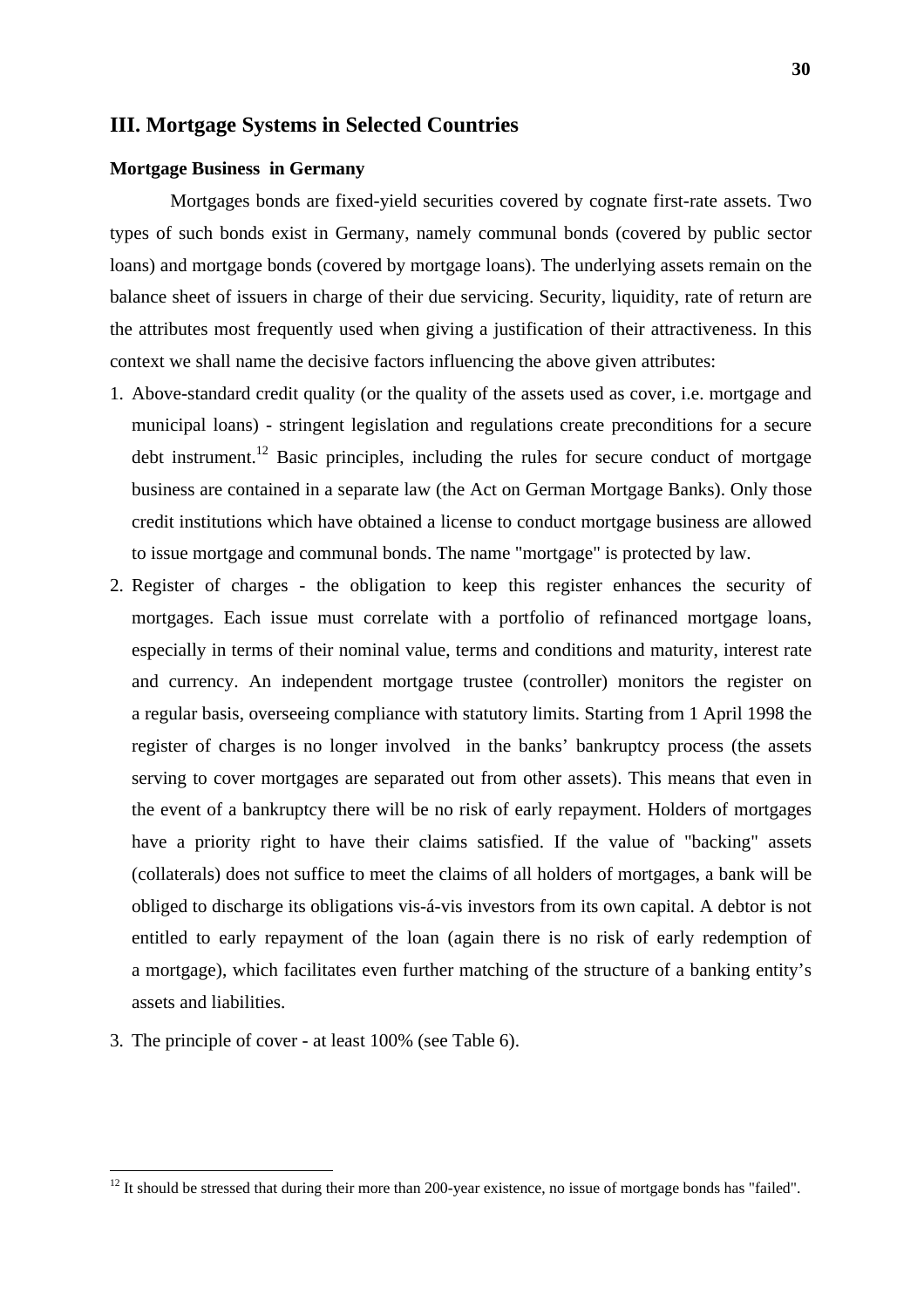## III. Mortgage Systems in Selected Countries

### Mortgage Business in Germany

Mortgages bonds are fixed-yield securities covered by cognate first-rate assets. Two types of such bonds exist in Germany, namely communal bonds (covered by public sector loans) and mortgage bonds (covered by mortgage loans). The underlying assets remain on the balance sheet of issuers in charge of their due servicing. Security, liquidity, rate of return are the attributes most frequently used when giving a justification of their attractiveness. In this context we shall name the decisive factors influencing the above given attributes:

1. Above-standard credit quality (or the quality of the assets used as cover, i.e. mortgage and municipal loans) - stringent legislation and regulations create preconditions for a secure debt instrument.[12] Basic principles, including the rules for secure conduct of mortgage business are contained in a separate law (the Act on German Mortgage Banks). Only those credit institutions which have obtained a license to conduct mortgage business are allowed to issue mortgage and communal bonds. The name "mortgage" is protected by law.
2. Register of charges - the obligation to keep this register enhances the security of mortgages. Each issue must correlate with a portfolio of refinanced mortgage loans, especially in terms of their nominal value, terms and conditions and maturity, interest rate and currency. An independent mortgage trustee (controller) monitors the register on a regular basis, overseeing compliance with statutory limits. Starting from 1 April 1998 the register of charges is no longer involved in the banks' bankruptcy process (the assets serving to cover mortgages are separated out from other assets). This means that even in the event of a bankruptcy there will be no risk of early repayment. Holders of mortgages have a priority right to have their claims satisfied. If the value of "backing" assets (collaterals) does not suffice to meet the claims of all holders of mortgages, a bank will be obliged to discharge its obligations vis-á-vis investors from its own capital. A debtor is not entitled to early repayment of the loan (again there is no risk of early redemption of a mortgage), which facilitates even further matching of the structure of a banking entity's assets and liabilities.
3. The principle of cover - at least 100% (see Table 6).

[12] It should be stressed that during their more than 200-year existence, no issue of mortgage bonds has "failed".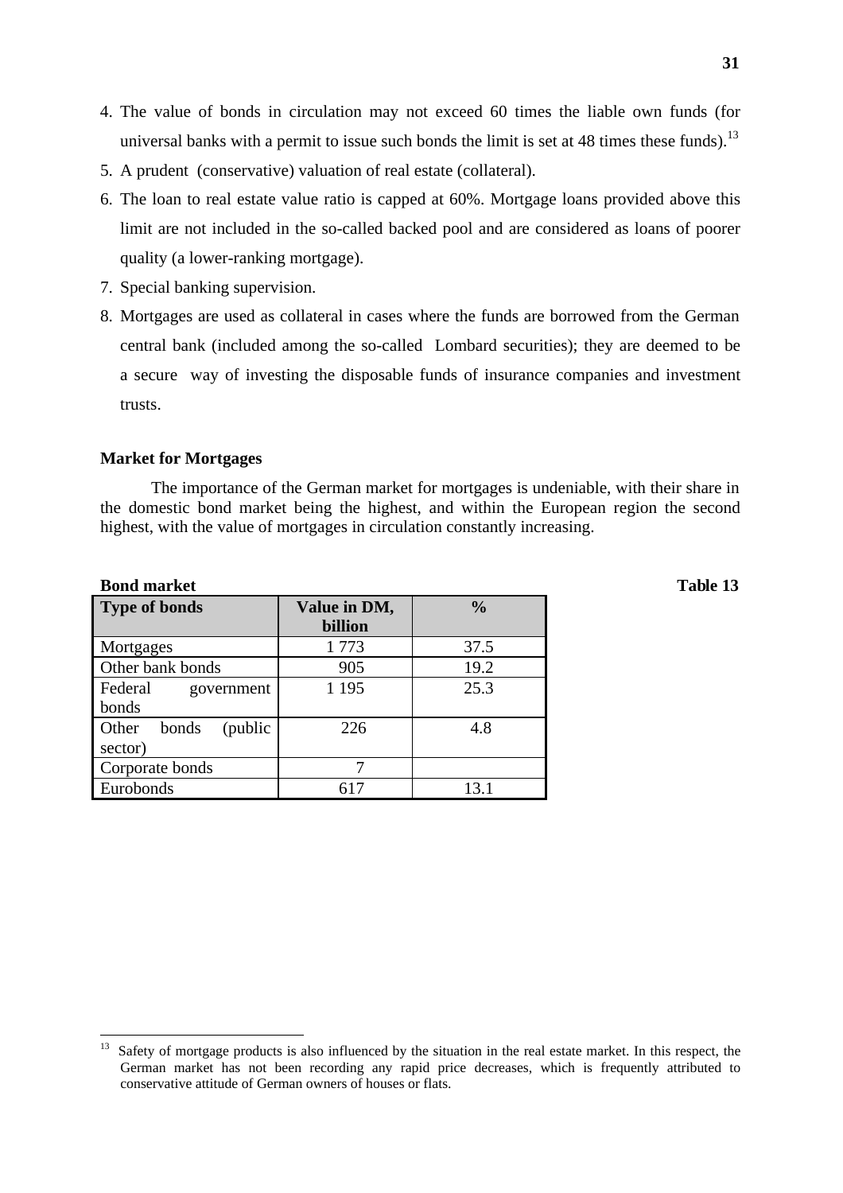4. The value of bonds in circulation may not exceed 60 times the liable own funds (for universal banks with a permit to issue such bonds the limit is set at 48 times these funds).[13]
5. A prudent (conservative) valuation of real estate (collateral).
6. The loan to real estate value ratio is capped at 60%. Mortgage loans provided above this limit are not included in the so-called backed pool and are considered as loans of poorer quality (a lower-ranking mortgage).
7. Special banking supervision.
8. Mortgages are used as collateral in cases where the funds are borrowed from the German central bank (included among the so-called Lombard securities); they are deemed to be a secure way of investing the disposable funds of insurance companies and investment trusts.

**Market for Mortgages**

The importance of the German market for mortgages is undeniable, with their share in the domestic bond market being the highest, and within the European region the second highest, with the value of mortgages in circulation constantly increasing.

**Bond market** **Table 13**

| Type of bonds | Value in DM, billion | % |
|---|---|---|
| Mortgages | 1 773 | 37.5 |
| Other bank bonds | 905 | 19.2 |
| Federal government bonds | 1 195 | 25.3 |
| Other bonds (public sector) | 226 | 4.8 |
| Corporate bonds | 7 | |
| Eurobonds | 617 | 13.1 |

---

[13] Safety of mortgage products is also influenced by the situation in the real estate market. In this respect, the German market has not been recording any rapid price decreases, which is frequently attributed to conservative attitude of German owners of houses or flats.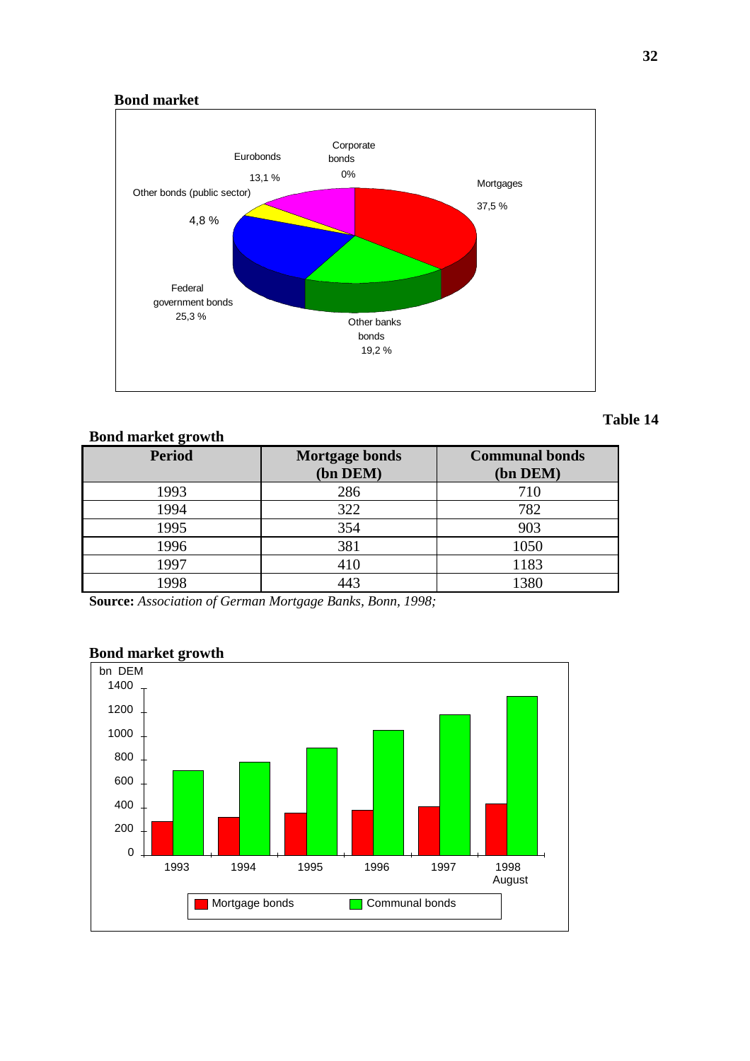**Bond market**

Eurobonds 13,1 %

Corporate bonds 0%

Mortgages 37,5 %

Other bonds (public sector) 4,8 %

Federal government bonds 25,3 %

Other banks bonds 19,2 %

**Table 14**

**Bond market growth**

| Period | Mortgage bonds (bn DEM) | Communal bonds (bn DEM) |
|---|---|---|
| 1993 | 286 | 710 |
| 1994 | 322 | 782 |
| 1995 | 354 | 903 |
| 1996 | 381 | 1050 |
| 1997 | 410 | 1183 |
| 1998 | 443 | 1380 |

**Source:** *Association of German Mortgage Banks, Bonn, 1998;*

**Bond market growth**

bn DEM

1993, 1994, 1995, 1996, 1997, 1998 August

Mortgage bonds | Communal bonds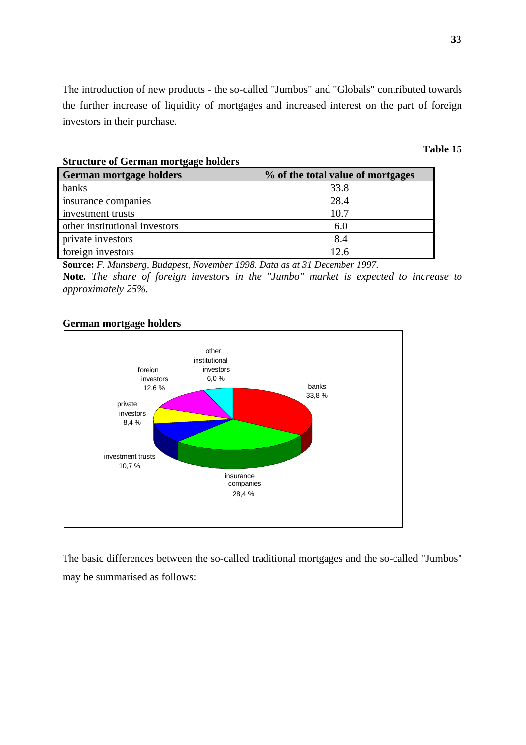The introduction of new products - the so-called "Jumbos" and "Globals" contributed towards the further increase of liquidity of mortgages and increased interest on the part of foreign investors in their purchase.

**Table 15**

**Structure of German mortgage holders**

| German mortgage holders | % of the total value of mortgages |
|---|---|
| banks | 33.8 |
| insurance companies | 28.4 |
| investment trusts | 10.7 |
| other institutional investors | 6.0 |
| private investors | 8.4 |
| foreign investors | 12.6 |

**Source:** *F. Munsberg, Budapest, November 1998. Data as at 31 December 1997.*

**Note.** *The share of foreign investors in the "Jumbo" market is expected to increase to approximately 25%.*

**German mortgage holders**

banks 33,8 %; insurance companies 28,4 %; investment trusts 10,7 %; private investors 8,4 %; foreign investors 12,6 %; other institutional investors 6,0 %

The basic differences between the so-called traditional mortgages and the so-called "Jumbos" may be summarised as follows: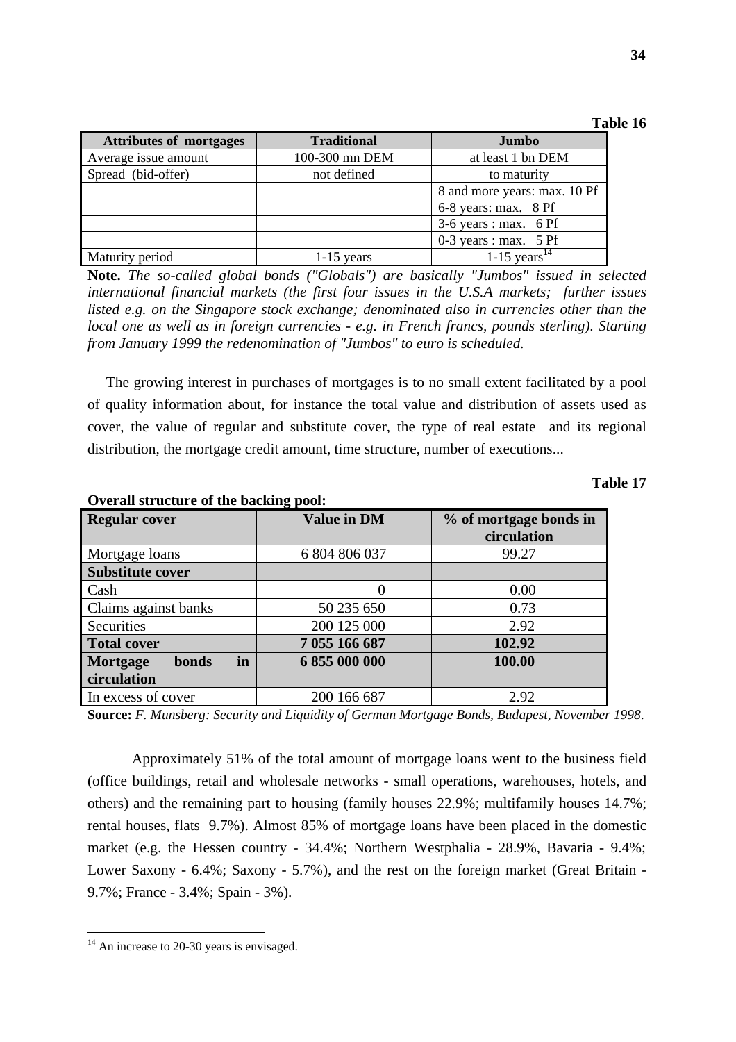**Table 16**

| Attributes of mortgages | Traditional | Jumbo |
|---|---|---|
| Average issue amount | 100-300 mn DEM | at least 1 bn DEM |
| Spread (bid-offer) | not defined | to maturity |
| | | 8 and more years: max. 10 Pf |
| | | 6-8 years: max. 8 Pf |
| | | 3-6 years : max. 6 Pf |
| | | 0-3 years : max. 5 Pf |
| Maturity period | 1-15 years | 1-15 years[14] |

**Note.** *The so-called global bonds ("Globals") are basically "Jumbos" issued in selected international financial markets (the first four issues in the U.S.A markets; further issues listed e.g. on the Singapore stock exchange; denominated also in currencies other than the local one as well as in foreign currencies - e.g. in French francs, pounds sterling). Starting from January 1999 the redenomination of "Jumbos" to euro is scheduled.*

The growing interest in purchases of mortgages is to no small extent facilitated by a pool of quality information about, for instance the total value and distribution of assets used as cover, the value of regular and substitute cover, the type of real estate and its regional distribution, the mortgage credit amount, time structure, number of executions...

**Table 17**

**Overall structure of the backing pool:**

| Regular cover | Value in DM | % of mortgage bonds in circulation |
|---|---|---|
| Mortgage loans | 6 804 806 037 | 99.27 |
| **Substitute cover** | | |
| Cash | 0 | 0.00 |
| Claims against banks | 50 235 650 | 0.73 |
| Securities | 200 125 000 | 2.92 |
| **Total cover** | **7 055 166 687** | **102.92** |
| **Mortgage bonds in circulation** | **6 855 000 000** | **100.00** |
| In excess of cover | 200 166 687 | 2.92 |

**Source:** *F. Munsberg: Security and Liquidity of German Mortgage Bonds, Budapest, November 1998.*

Approximately 51% of the total amount of mortgage loans went to the business field (office buildings, retail and wholesale networks - small operations, warehouses, hotels, and others) and the remaining part to housing (family houses 22.9%; multifamily houses 14.7%; rental houses, flats 9.7%). Almost 85% of mortgage loans have been placed in the domestic market (e.g. the Hessen country - 34.4%; Northern Westphalia - 28.9%, Bavaria - 9.4%; Lower Saxony - 6.4%; Saxony - 5.7%), and the rest on the foreign market (Great Britain - 9.7%; France - 3.4%; Spain - 3%).

---

[14] An increase to 20-30 years is envisaged.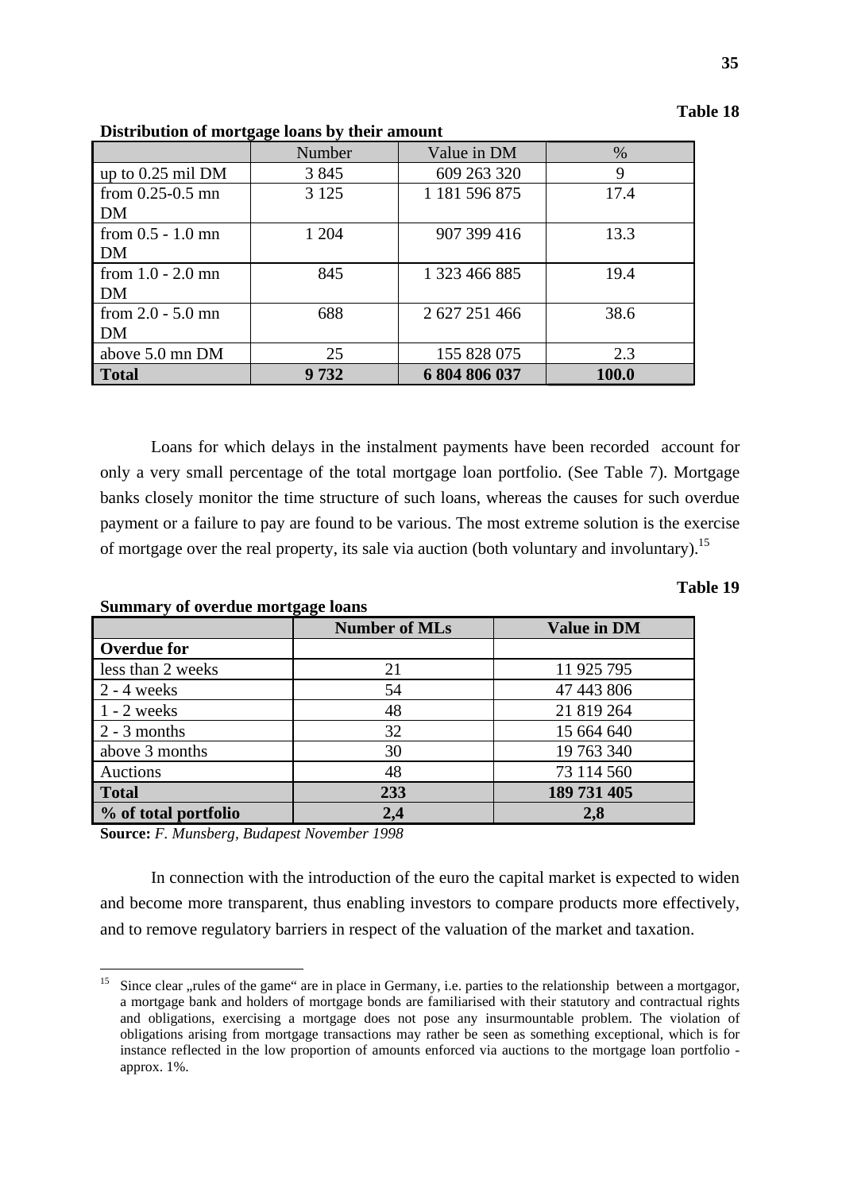**Table 18**

**Distribution of mortgage loans by their amount**

| | Number | Value in DM | % |
|---|---|---|---|
| up to 0.25 mil DM | 3 845 | 609 263 320 | 9 |
| from 0.25-0.5 mn DM | 3 125 | 1 181 596 875 | 17.4 |
| from 0.5 - 1.0 mn DM | 1 204 | 907 399 416 | 13.3 |
| from 1.0 - 2.0 mn DM | 845 | 1 323 466 885 | 19.4 |
| from 2.0 - 5.0 mn DM | 688 | 2 627 251 466 | 38.6 |
| above 5.0 mn DM | 25 | 155 828 075 | 2.3 |
| **Total** | **9 732** | **6 804 806 037** | **100.0** |

Loans for which delays in the instalment payments have been recorded account for only a very small percentage of the total mortgage loan portfolio. (See Table 7). Mortgage banks closely monitor the time structure of such loans, whereas the causes for such overdue payment or a failure to pay are found to be various. The most extreme solution is the exercise of mortgage over the real property, its sale via auction (both voluntary and involuntary).[15]

**Table 19**

**Summary of overdue mortgage loans**

| | **Number of MLs** | **Value in DM** |
|---|---|---|
| **Overdue for** | | |
| less than 2 weeks | 21 | 11 925 795 |
| 2 - 4 weeks | 54 | 47 443 806 |
| 1 - 2 weeks | 48 | 21 819 264 |
| 2 - 3 months | 32 | 15 664 640 |
| above 3 months | 30 | 19 763 340 |
| Auctions | 48 | 73 114 560 |
| **Total** | **233** | **189 731 405** |
| **% of total portfolio** | **2,4** | **2,8** |

**Source:** *F. Munsberg, Budapest November 1998*

In connection with the introduction of the euro the capital market is expected to widen and become more transparent, thus enabling investors to compare products more effectively, and to remove regulatory barriers in respect of the valuation of the market and taxation.

---

[15] Since clear „rules of the game" are in place in Germany, i.e. parties to the relationship between a mortgagor, a mortgage bank and holders of mortgage bonds are familiarised with their statutory and contractual rights and obligations, exercising a mortgage does not pose any insurmountable problem. The violation of obligations arising from mortgage transactions may rather be seen as something exceptional, which is for instance reflected in the low proportion of amounts enforced via auctions to the mortgage loan portfolio - approx. 1%.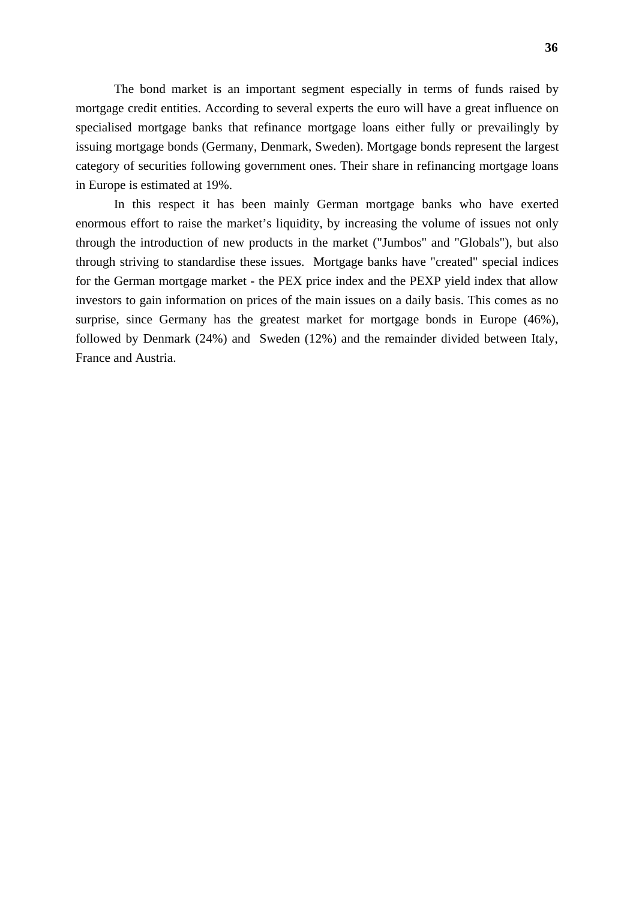The bond market is an important segment especially in terms of funds raised by mortgage credit entities. According to several experts the euro will have a great influence on specialised mortgage banks that refinance mortgage loans either fully or prevailingly by issuing mortgage bonds (Germany, Denmark, Sweden). Mortgage bonds represent the largest category of securities following government ones. Their share in refinancing mortgage loans in Europe is estimated at 19%.

In this respect it has been mainly German mortgage banks who have exerted enormous effort to raise the market's liquidity, by increasing the volume of issues not only through the introduction of new products in the market ("Jumbos" and "Globals"), but also through striving to standardise these issues. Mortgage banks have "created" special indices for the German mortgage market - the PEX price index and the PEXP yield index that allow investors to gain information on prices of the main issues on a daily basis. This comes as no surprise, since Germany has the greatest market for mortgage bonds in Europe (46%), followed by Denmark (24%) and Sweden (12%) and the remainder divided between Italy, France and Austria.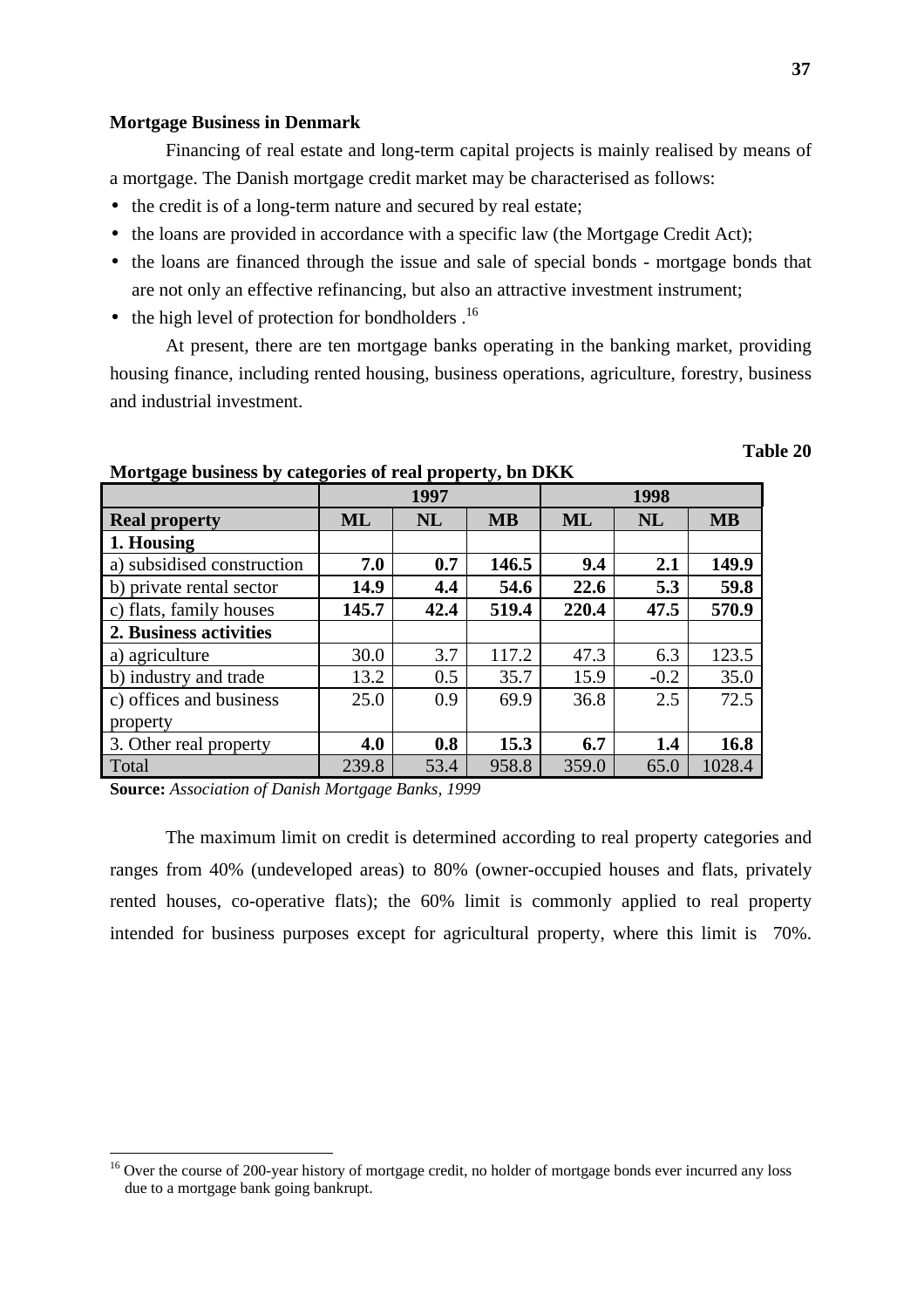**Mortgage Business in Denmark**

Financing of real estate and long-term capital projects is mainly realised by means of a mortgage. The Danish mortgage credit market may be characterised as follows:

- the credit is of a long-term nature and secured by real estate;
- the loans are provided in accordance with a specific law (the Mortgage Credit Act);
- the loans are financed through the issue and sale of special bonds - mortgage bonds that are not only an effective refinancing, but also an attractive investment instrument;
- the high level of protection for bondholders .[16]

At present, there are ten mortgage banks operating in the banking market, providing housing finance, including rented housing, business operations, agriculture, forestry, business and industrial investment.

**Table 20**

**Mortgage business by categories of real property, bn DKK**

| | **1997** | | | **1998** | | |
|---|---|---|---|---|---|---|
| **Real property** | **ML** | **NL** | **MB** | **ML** | **NL** | **MB** |
| **1. Housing** | | | | | | |
| a) subsidised construction | **7.0** | **0.7** | **146.5** | **9.4** | **2.1** | **149.9** |
| b) private rental sector | **14.9** | **4.4** | **54.6** | **22.6** | **5.3** | **59.8** |
| c) flats, family houses | **145.7** | **42.4** | **519.4** | **220.4** | **47.5** | **570.9** |
| **2. Business activities** | | | | | | |
| a) agriculture | 30.0 | 3.7 | 117.2 | 47.3 | 6.3 | 123.5 |
| b) industry and trade | 13.2 | 0.5 | 35.7 | 15.9 | -0.2 | 35.0 |
| c) offices and business property | 25.0 | 0.9 | 69.9 | 36.8 | 2.5 | 72.5 |
| 3. Other real property | **4.0** | **0.8** | **15.3** | **6.7** | **1.4** | **16.8** |
| Total | 239.8 | 53.4 | 958.8 | 359.0 | 65.0 | 1028.4 |

**Source:** *Association of Danish Mortgage Banks, 1999*

The maximum limit on credit is determined according to real property categories and ranges from 40% (undeveloped areas) to 80% (owner-occupied houses and flats, privately rented houses, co-operative flats); the 60% limit is commonly applied to real property intended for business purposes except for agricultural property, where this limit is 70%.

---

[16] Over the course of 200-year history of mortgage credit, no holder of mortgage bonds ever incurred any loss due to a mortgage bank going bankrupt.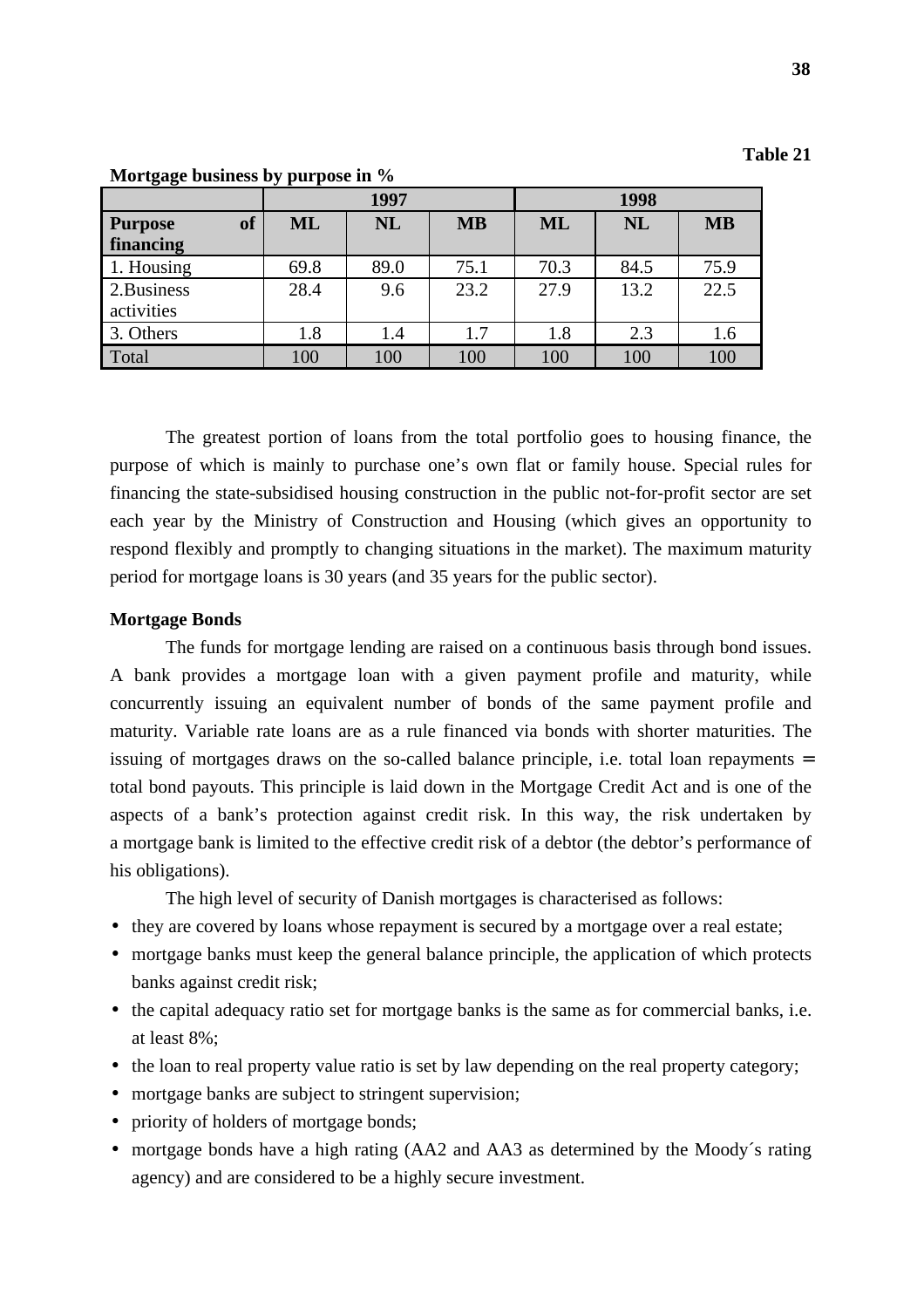**Table 21**

**Mortgage business by purpose in %**

| | 1997 | | | 1998 | | |
|---|---|---|---|---|---|---|
| **Purpose of financing** | **ML** | **NL** | **MB** | **ML** | **NL** | **MB** |
| 1. Housing | 69.8 | 89.0 | 75.1 | 70.3 | 84.5 | 75.9 |
| 2.Business activities | 28.4 | 9.6 | 23.2 | 27.9 | 13.2 | 22.5 |
| 3. Others | 1.8 | 1.4 | 1.7 | 1.8 | 2.3 | 1.6 |
| Total | 100 | 100 | 100 | 100 | 100 | 100 |

The greatest portion of loans from the total portfolio goes to housing finance, the purpose of which is mainly to purchase one's own flat or family house. Special rules for financing the state-subsidised housing construction in the public not-for-profit sector are set each year by the Ministry of Construction and Housing (which gives an opportunity to respond flexibly and promptly to changing situations in the market). The maximum maturity period for mortgage loans is 30 years (and 35 years for the public sector).

**Mortgage Bonds**

The funds for mortgage lending are raised on a continuous basis through bond issues. A bank provides a mortgage loan with a given payment profile and maturity, while concurrently issuing an equivalent number of bonds of the same payment profile and maturity. Variable rate loans are as a rule financed via bonds with shorter maturities. The issuing of mortgages draws on the so-called balance principle, i.e. total loan repayments = total bond payouts. This principle is laid down in the Mortgage Credit Act and is one of the aspects of a bank's protection against credit risk. In this way, the risk undertaken by a mortgage bank is limited to the effective credit risk of a debtor (the debtor's performance of his obligations).

The high level of security of Danish mortgages is characterised as follows:

- they are covered by loans whose repayment is secured by a mortgage over a real estate;
- mortgage banks must keep the general balance principle, the application of which protects banks against credit risk;
- the capital adequacy ratio set for mortgage banks is the same as for commercial banks, i.e. at least 8%;
- the loan to real property value ratio is set by law depending on the real property category;
- mortgage banks are subject to stringent supervision;
- priority of holders of mortgage bonds;
- mortgage bonds have a high rating (AA2 and AA3 as determined by the Moody´s rating agency) and are considered to be a highly secure investment.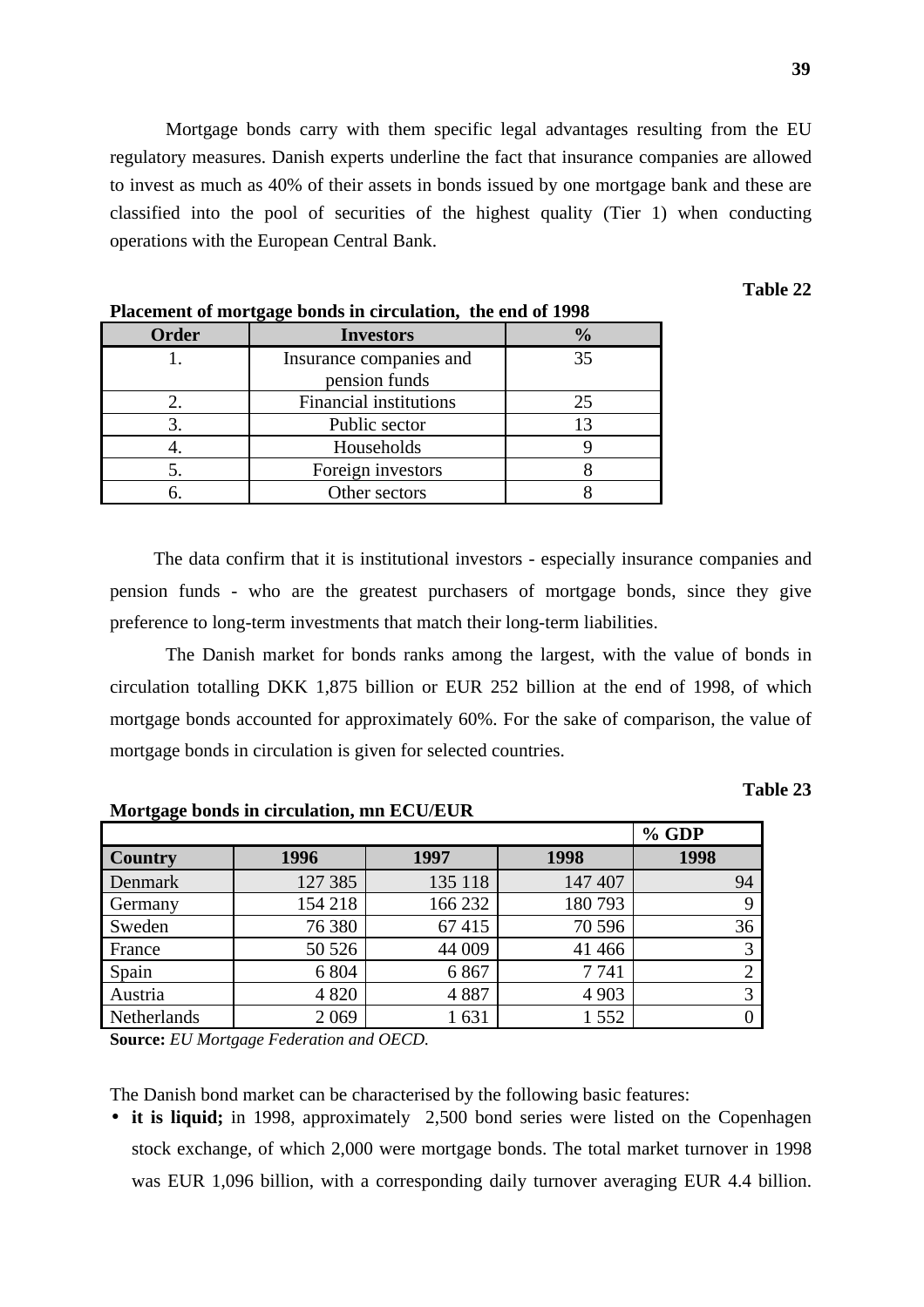Mortgage bonds carry with them specific legal advantages resulting from the EU regulatory measures. Danish experts underline the fact that insurance companies are allowed to invest as much as 40% of their assets in bonds issued by one mortgage bank and these are classified into the pool of securities of the highest quality (Tier 1) when conducting operations with the European Central Bank.

**Table 22**

**Placement of mortgage bonds in circulation, the end of 1998**

| Order | Investors | % |
|---|---|---|
| 1. | Insurance companies and pension funds | 35 |
| 2. | Financial institutions | 25 |
| 3. | Public sector | 13 |
| 4. | Households | 9 |
| 5. | Foreign investors | 8 |
| 6. | Other sectors | 8 |

The data confirm that it is institutional investors - especially insurance companies and pension funds - who are the greatest purchasers of mortgage bonds, since they give preference to long-term investments that match their long-term liabilities.

The Danish market for bonds ranks among the largest, with the value of bonds in circulation totalling DKK 1,875 billion or EUR 252 billion at the end of 1998, of which mortgage bonds accounted for approximately 60%. For the sake of comparison, the value of mortgage bonds in circulation is given for selected countries.

**Table 23**

**Mortgage bonds in circulation, mn ECU/EUR**

| | | | | % GDP |
|---|---|---|---|---|
| **Country** | **1996** | **1997** | **1998** | **1998** |
| Denmark | 127 385 | 135 118 | 147 407 | 94 |
| Germany | 154 218 | 166 232 | 180 793 | 9 |
| Sweden | 76 380 | 67 415 | 70 596 | 36 |
| France | 50 526 | 44 009 | 41 466 | 3 |
| Spain | 6 804 | 6 867 | 7 741 | 2 |
| Austria | 4 820 | 4 887 | 4 903 | 3 |
| Netherlands | 2 069 | 1 631 | 1 552 | 0 |

**Source:** *EU Mortgage Federation and OECD.*

The Danish bond market can be characterised by the following basic features:

- **it is liquid;** in 1998, approximately 2,500 bond series were listed on the Copenhagen stock exchange, of which 2,000 were mortgage bonds. The total market turnover in 1998 was EUR 1,096 billion, with a corresponding daily turnover averaging EUR 4.4 billion.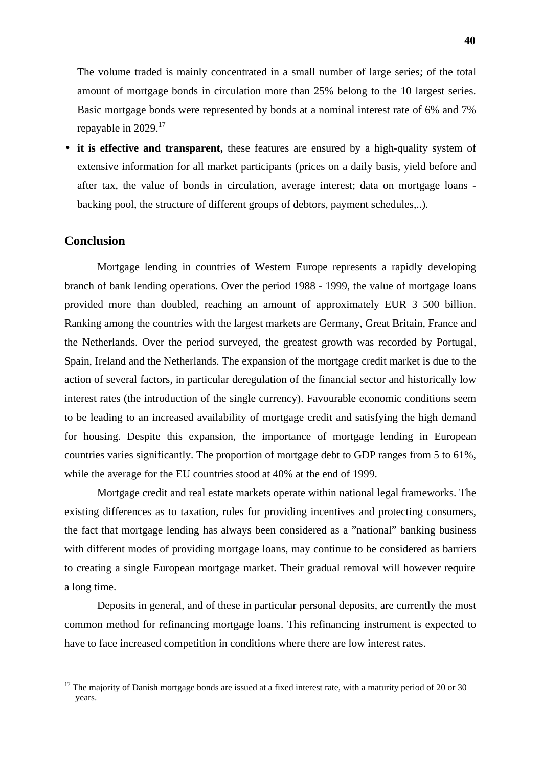The volume traded is mainly concentrated in a small number of large series; of the total amount of mortgage bonds in circulation more than 25% belong to the 10 largest series. Basic mortgage bonds were represented by bonds at a nominal interest rate of 6% and 7% repayable in 2029.[17]

- **it is effective and transparent,** these features are ensured by a high-quality system of extensive information for all market participants (prices on a daily basis, yield before and after tax, the value of bonds in circulation, average interest; data on mortgage loans - backing pool, the structure of different groups of debtors, payment schedules,..).

## Conclusion

Mortgage lending in countries of Western Europe represents a rapidly developing branch of bank lending operations. Over the period 1988 - 1999, the value of mortgage loans provided more than doubled, reaching an amount of approximately EUR 3 500 billion. Ranking among the countries with the largest markets are Germany, Great Britain, France and the Netherlands. Over the period surveyed, the greatest growth was recorded by Portugal, Spain, Ireland and the Netherlands. The expansion of the mortgage credit market is due to the action of several factors, in particular deregulation of the financial sector and historically low interest rates (the introduction of the single currency). Favourable economic conditions seem to be leading to an increased availability of mortgage credit and satisfying the high demand for housing. Despite this expansion, the importance of mortgage lending in European countries varies significantly. The proportion of mortgage debt to GDP ranges from 5 to 61%, while the average for the EU countries stood at 40% at the end of 1999.

Mortgage credit and real estate markets operate within national legal frameworks. The existing differences as to taxation, rules for providing incentives and protecting consumers, the fact that mortgage lending has always been considered as a "national" banking business with different modes of providing mortgage loans, may continue to be considered as barriers to creating a single European mortgage market. Their gradual removal will however require a long time.

Deposits in general, and of these in particular personal deposits, are currently the most common method for refinancing mortgage loans. This refinancing instrument is expected to have to face increased competition in conditions where there are low interest rates.

---

[17] The majority of Danish mortgage bonds are issued at a fixed interest rate, with a maturity period of 20 or 30 years.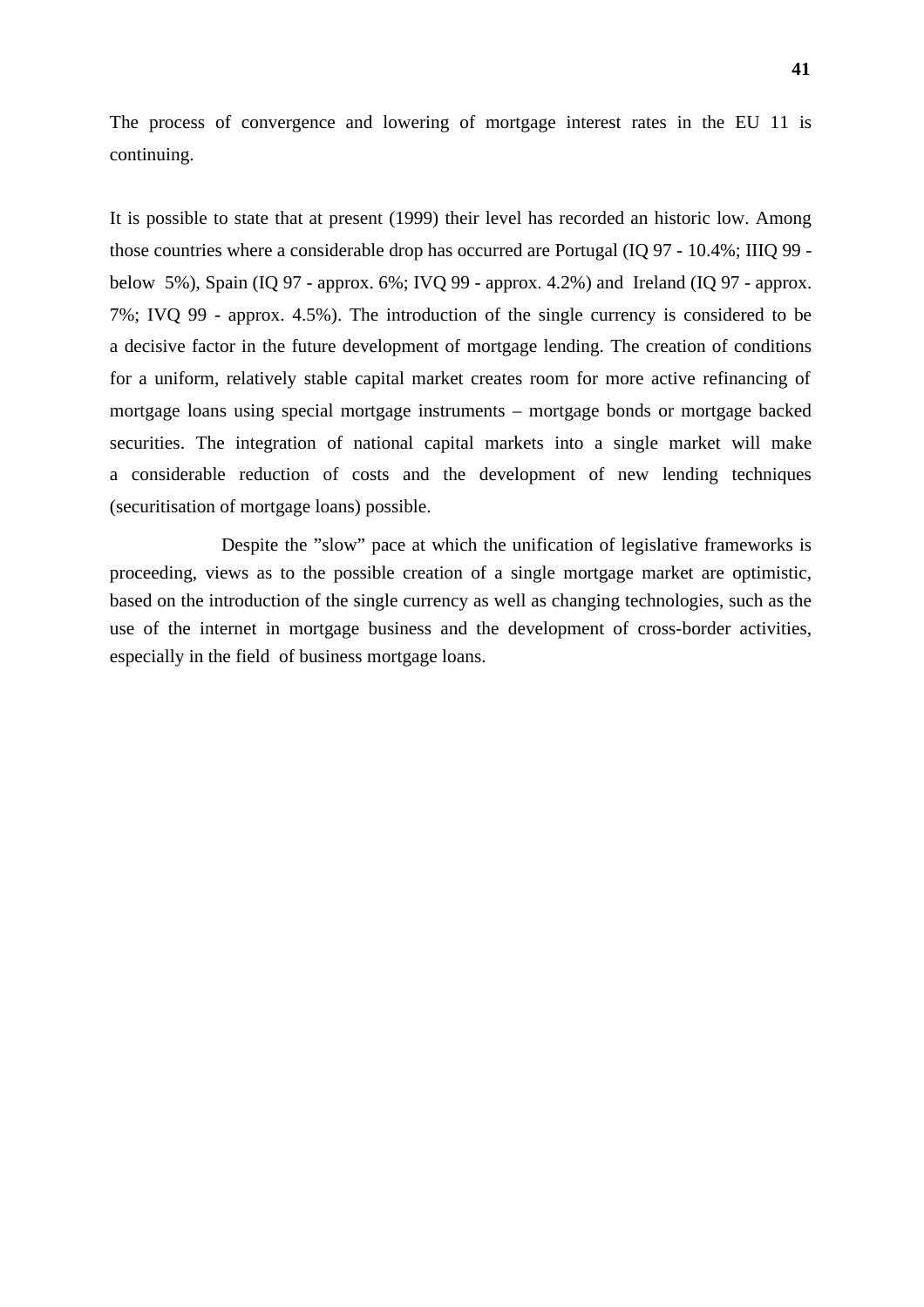The process of convergence and lowering of mortgage interest rates in the EU 11 is continuing.

It is possible to state that at present (1999) their level has recorded an historic low. Among those countries where a considerable drop has occurred are Portugal (IQ 97 - 10.4%; IIIQ 99 - below 5%), Spain (IQ 97 - approx. 6%; IVQ 99 - approx. 4.2%) and Ireland (IQ 97 - approx. 7%; IVQ 99 - approx. 4.5%). The introduction of the single currency is considered to be a decisive factor in the future development of mortgage lending. The creation of conditions for a uniform, relatively stable capital market creates room for more active refinancing of mortgage loans using special mortgage instruments – mortgage bonds or mortgage backed securities. The integration of national capital markets into a single market will make a considerable reduction of costs and the development of new lending techniques (securitisation of mortgage loans) possible.

Despite the ”slow” pace at which the unification of legislative frameworks is proceeding, views as to the possible creation of a single mortgage market are optimistic, based on the introduction of the single currency as well as changing technologies, such as the use of the internet in mortgage business and the development of cross-border activities, especially in the field of business mortgage loans.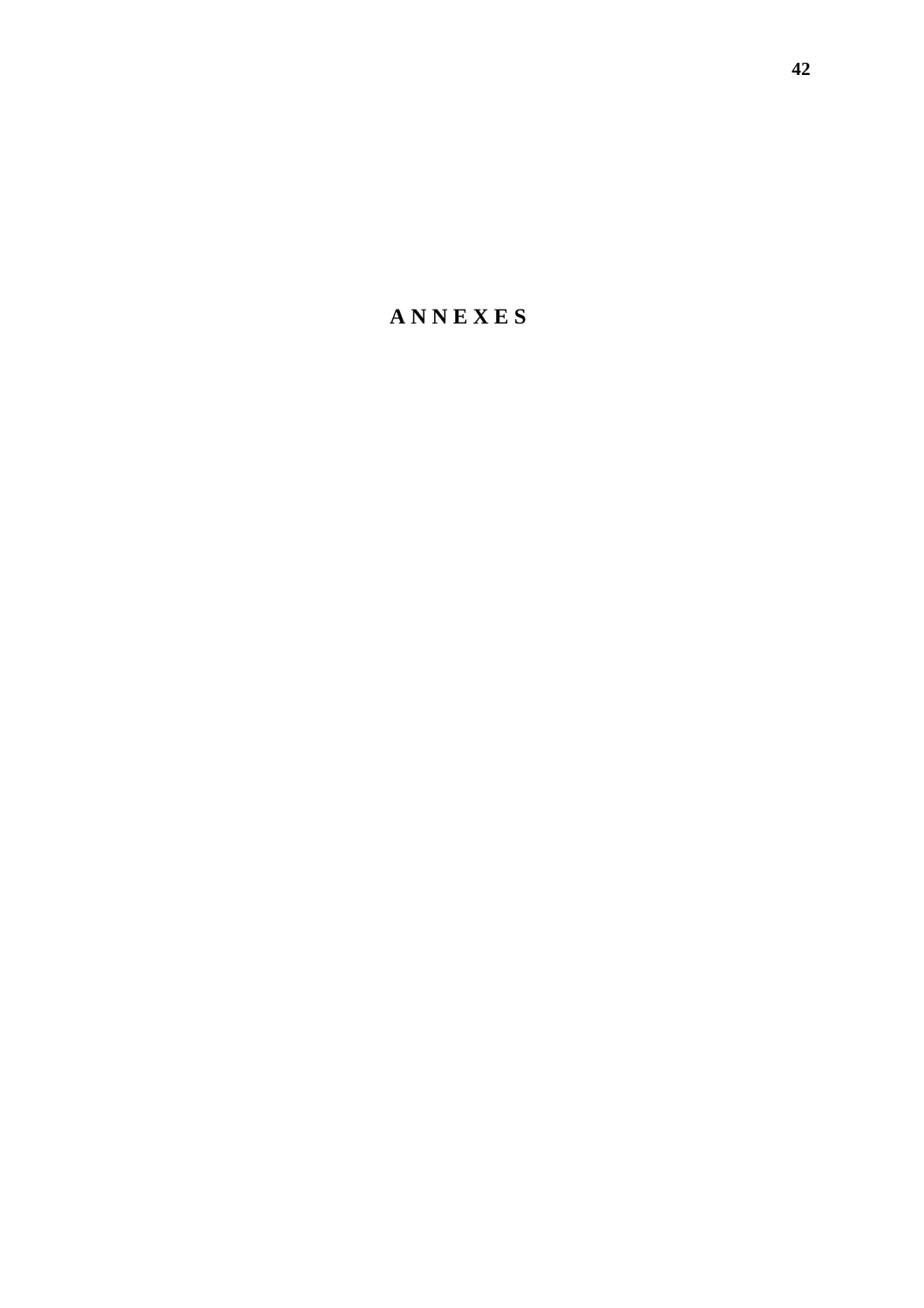# ANNEXES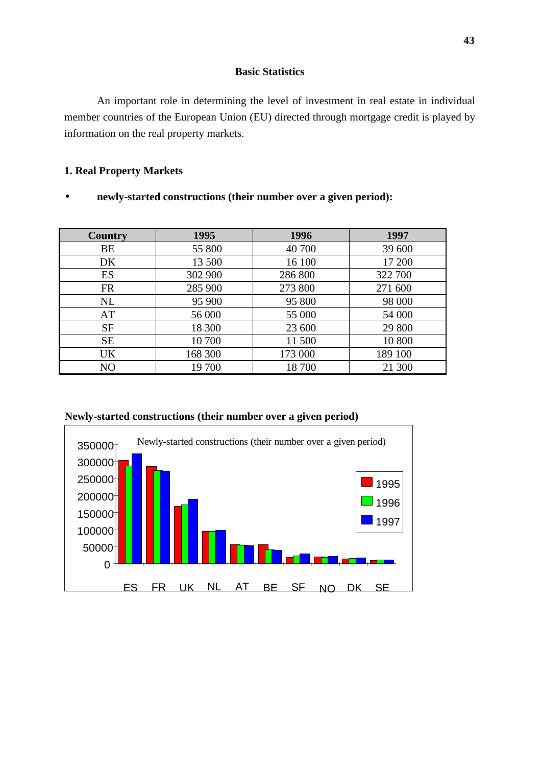## Basic Statistics

An important role in determining the level of investment in real estate in individual member countries of the European Union (EU) directed through mortgage credit is played by information on the real property markets.

### 1. Real Property Markets

- **newly-started constructions (their number over a given period):**

| Country | 1995 | 1996 | 1997 |
|---|---|---|---|
| BE | 55 800 | 40 700 | 39 600 |
| DK | 13 500 | 16 100 | 17 200 |
| ES | 302 900 | 286 800 | 322 700 |
| FR | 285 900 | 273 800 | 271 600 |
| NL | 95 900 | 95 800 | 98 000 |
| AT | 56 000 | 55 000 | 54 000 |
| SF | 18 300 | 23 600 | 29 800 |
| SE | 10 700 | 11 500 | 10 800 |
| UK | 168 300 | 173 000 | 189 100 |
| NO | 19 700 | 18 700 | 21 300 |

**Newly-started constructions (their number over a given period)**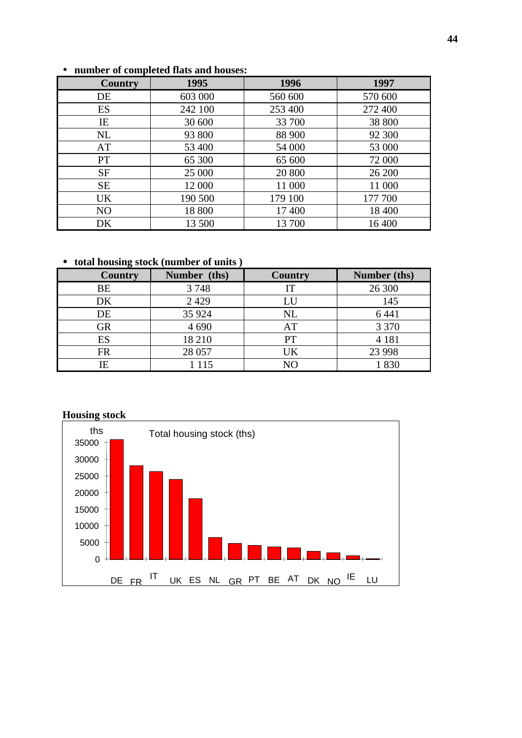- **number of completed flats and houses:**

| Country | 1995 | 1996 | 1997 |
|---|---|---|---|
| DE | 603 000 | 560 600 | 570 600 |
| ES | 242 100 | 253 400 | 272 400 |
| IE | 30 600 | 33 700 | 38 800 |
| NL | 93 800 | 88 900 | 92 300 |
| AT | 53 400 | 54 000 | 53 000 |
| PT | 65 300 | 65 600 | 72 000 |
| SF | 25 000 | 20 800 | 26 200 |
| SE | 12 000 | 11 000 | 11 000 |
| UK | 190 500 | 179 100 | 177 700 |
| NO | 18 800 | 17 400 | 18 400 |
| DK | 13 500 | 13 700 | 16 400 |

- **total housing stock (number of units )**

| Country | Number (ths) | Country | Number (ths) |
|---|---|---|---|
| BE | 3 748 | IT | 26 300 |
| DK | 2 429 | LU | 145 |
| DE | 35 924 | NL | 6 441 |
| GR | 4 690 | AT | 3 370 |
| ES | 18 210 | PT | 4 181 |
| FR | 28 057 | UK | 23 998 |
| IE | 1 115 | NO | 1 830 |

**Housing stock**

Total housing stock (ths)

| Country | ths |
|---|---|
| DE | 35924 |
| FR | 28057 |
| IT | 26300 |
| UK | 23998 |
| ES | 18210 |
| NL | 6441 |
| GR | 4690 |
| PT | 4181 |
| BE | 3748 |
| AT | 3370 |
| DK | 2429 |
| NO | 1830 |
| IE | 1115 |
| LU | 145 |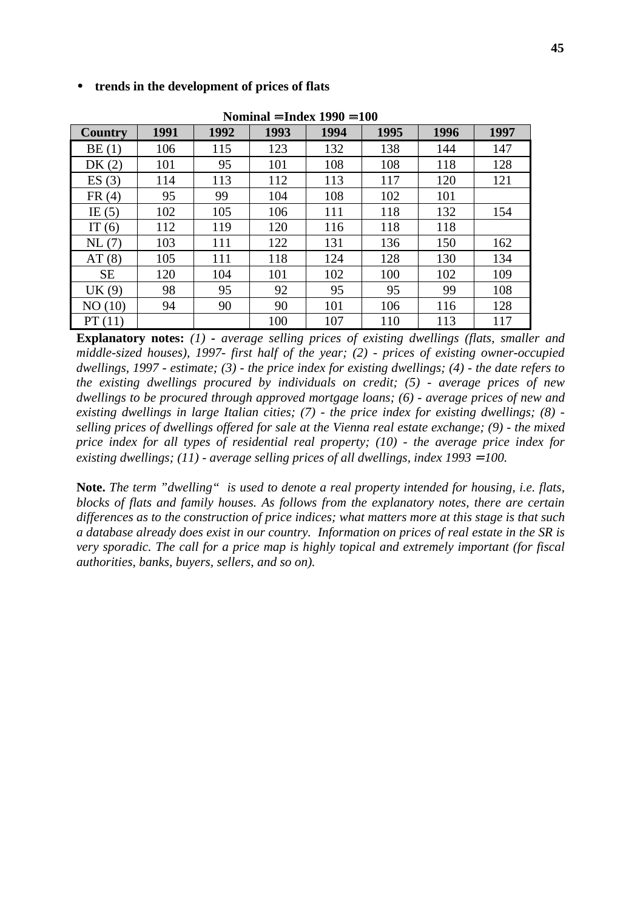- **trends in the development of prices of flats**

**Nominal = Index 1990 = 100**

| Country | 1991 | 1992 | 1993 | 1994 | 1995 | 1996 | 1997 |
|---|---|---|---|---|---|---|---|
| BE (1) | 106 | 115 | 123 | 132 | 138 | 144 | 147 |
| DK (2) | 101 | 95 | 101 | 108 | 108 | 118 | 128 |
| ES (3) | 114 | 113 | 112 | 113 | 117 | 120 | 121 |
| FR (4) | 95 | 99 | 104 | 108 | 102 | 101 | |
| IE (5) | 102 | 105 | 106 | 111 | 118 | 132 | 154 |
| IT (6) | 112 | 119 | 120 | 116 | 118 | 118 | |
| NL (7) | 103 | 111 | 122 | 131 | 136 | 150 | 162 |
| AT (8) | 105 | 111 | 118 | 124 | 128 | 130 | 134 |
| SE | 120 | 104 | 101 | 102 | 100 | 102 | 109 |
| UK (9) | 98 | 95 | 92 | 95 | 95 | 99 | 108 |
| NO (10) | 94 | 90 | 90 | 101 | 106 | 116 | 128 |
| PT (11) | | | 100 | 107 | 110 | 113 | 117 |

**Explanatory notes:** *(1) - average selling prices of existing dwellings (flats, smaller and middle-sized houses), 1997- first half of the year; (2) - prices of existing owner-occupied dwellings, 1997 - estimate; (3) - the price index for existing dwellings; (4) - the date refers to the existing dwellings procured by individuals on credit; (5) - average prices of new dwellings to be procured through approved mortgage loans; (6) - average prices of new and existing dwellings in large Italian cities; (7) - the price index for existing dwellings; (8) - selling prices of dwellings offered for sale at the Vienna real estate exchange; (9) - the mixed price index for all types of residential real property; (10) - the average price index for existing dwellings; (11) - average selling prices of all dwellings, index 1993 = 100.*

**Note.** *The term "dwelling" is used to denote a real property intended for housing, i.e. flats, blocks of flats and family houses. As follows from the explanatory notes, there are certain differences as to the construction of price indices; what matters more at this stage is that such a database already does exist in our country. Information on prices of real estate in the SR is very sporadic. The call for a price map is highly topical and extremely important (for fiscal authorities, banks, buyers, sellers, and so on).*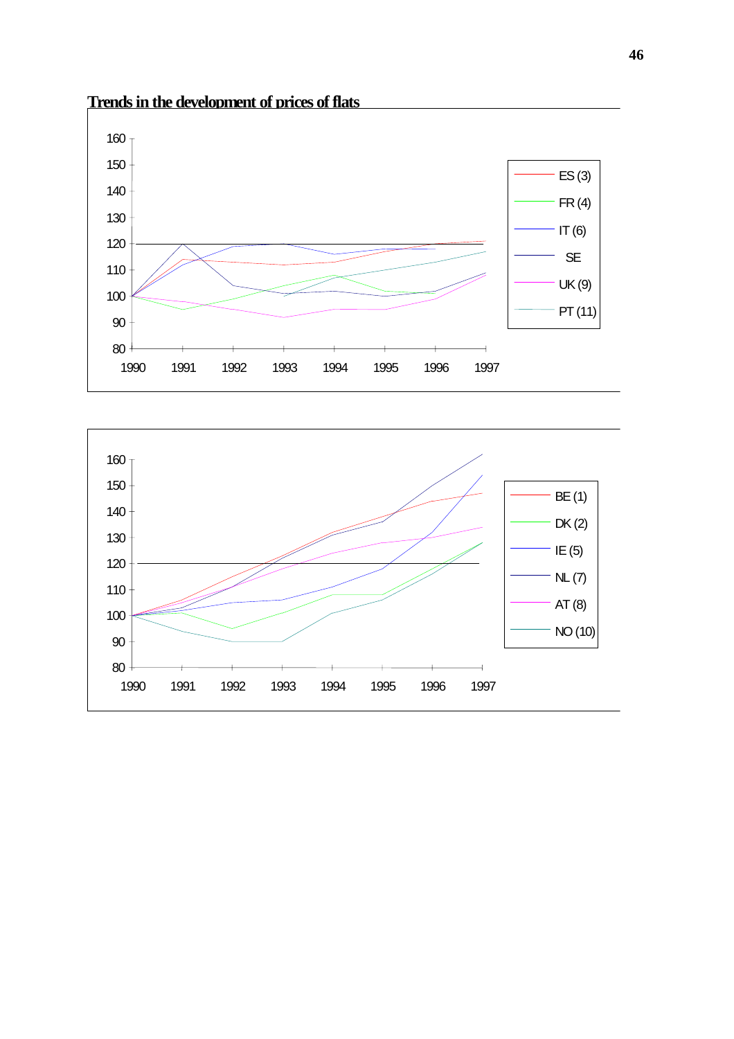**Trends in the development of prices of flats**

160
150
140
130
120
110
100
90
80

1990 1991 1992 1993 1994 1995 1996 1997

ES (3)
FR (4)
IT (6)
SE
UK (9)
PT (11)

160
150
140
130
120
110
100
90
80

1990 1991 1992 1993 1994 1995 1996 1997

BE (1)
DK (2)
IE (5)
NL (7)
AT (8)
NO (10)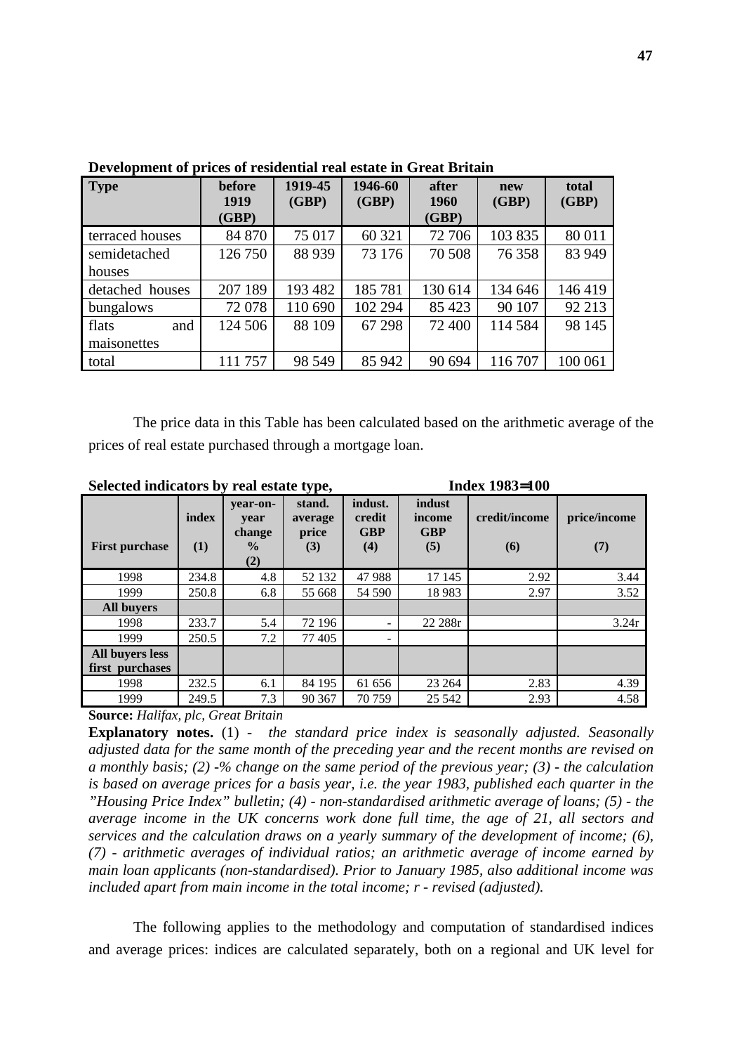**Development of prices of residential real estate in Great Britain**

| Type | before 1919 (GBP) | 1919-45 (GBP) | 1946-60 (GBP) | after 1960 (GBP) | new (GBP) | total (GBP) |
|---|---|---|---|---|---|---|
| terraced houses | 84 870 | 75 017 | 60 321 | 72 706 | 103 835 | 80 011 |
| semidetached houses | 126 750 | 88 939 | 73 176 | 70 508 | 76 358 | 83 949 |
| detached houses | 207 189 | 193 482 | 185 781 | 130 614 | 134 646 | 146 419 |
| bungalows | 72 078 | 110 690 | 102 294 | 85 423 | 90 107 | 92 213 |
| flats and maisonettes | 124 506 | 88 109 | 67 298 | 72 400 | 114 584 | 98 145 |
| total | 111 757 | 98 549 | 85 942 | 90 694 | 116 707 | 100 061 |

The price data in this Table has been calculated based on the arithmetic average of the prices of real estate purchased through a mortgage loan.

**Selected indicators by real estate type, Index 1983=100**

| First purchase | index (1) | year-on-year change % (2) | stand. average price (3) | indust. credit GBP (4) | indust income GBP (5) | credit/income (6) | price/income (7) |
|---|---|---|---|---|---|---|---|
| 1998 | 234.8 | 4.8 | 52 132 | 47 988 | 17 145 | 2.92 | 3.44 |
| 1999 | 250.8 | 6.8 | 55 668 | 54 590 | 18 983 | 2.97 | 3.52 |
| **All buyers** | | | | | | | |
| 1998 | 233.7 | 5.4 | 72 196 | - | 22 288r | | 3.24r |
| 1999 | 250.5 | 7.2 | 77 405 | - | | | |
| **All buyers less first purchases** | | | | | | | |
| 1998 | 232.5 | 6.1 | 84 195 | 61 656 | 23 264 | 2.83 | 4.39 |
| 1999 | 249.5 | 7.3 | 90 367 | 70 759 | 25 542 | 2.93 | 4.58 |

**Source:** *Halifax, plc, Great Britain*

**Explanatory notes.** (1) - *the standard price index is seasonally adjusted. Seasonally adjusted data for the same month of the preceding year and the recent months are revised on a monthly basis; (2) -% change on the same period of the previous year; (3) - the calculation is based on average prices for a basis year, i.e. the year 1983, published each quarter in the "Housing Price Index" bulletin; (4) - non-standardised arithmetic average of loans; (5) - the average income in the UK concerns work done full time, the age of 21, all sectors and services and the calculation draws on a yearly summary of the development of income; (6), (7) - arithmetic averages of individual ratios; an arithmetic average of income earned by main loan applicants (non-standardised). Prior to January 1985, also additional income was included apart from main income in the total income; r - revised (adjusted).*

The following applies to the methodology and computation of standardised indices and average prices: indices are calculated separately, both on a regional and UK level for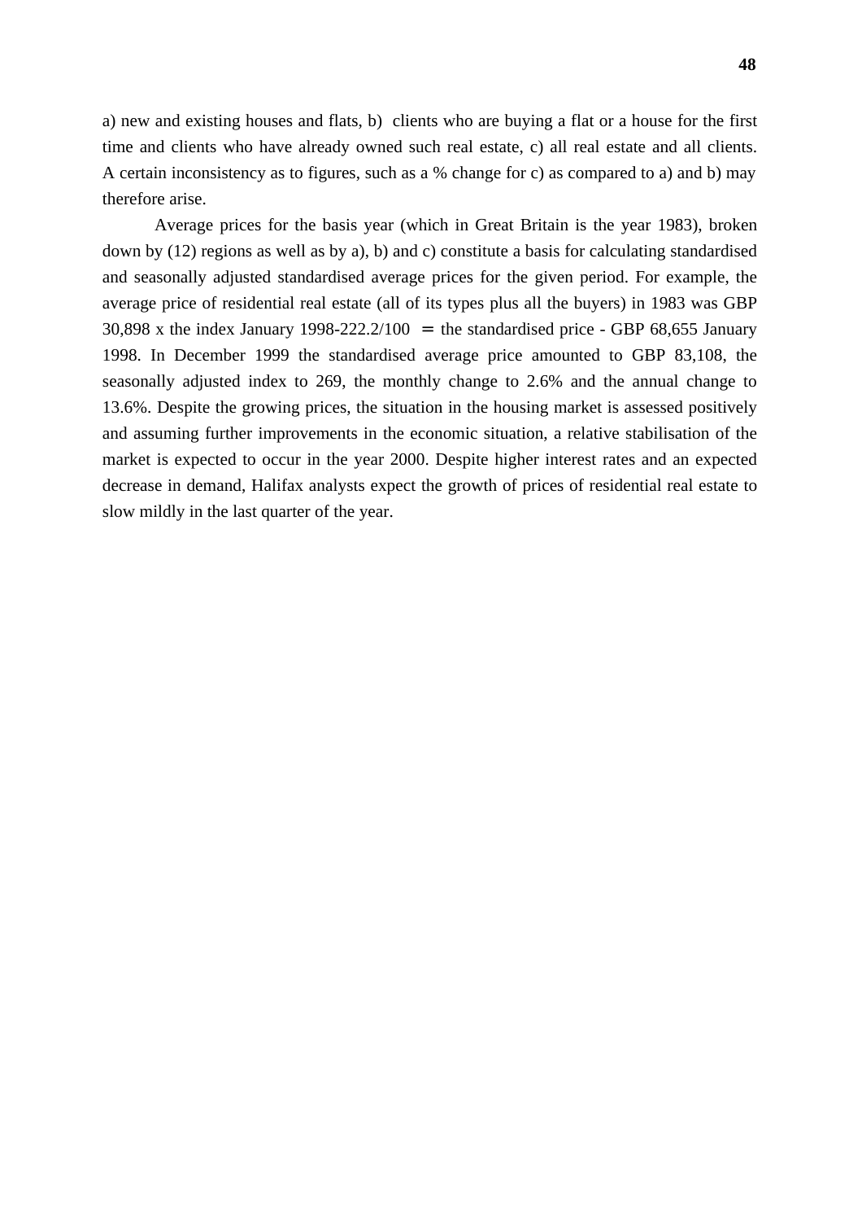a) new and existing houses and flats, b)  clients who are buying a flat or a house for the first time and clients who have already owned such real estate, c) all real estate and all clients. A certain inconsistency as to figures, such as a % change for c) as compared to a) and b) may therefore arise.

Average prices for the basis year (which in Great Britain is the year 1983), broken down by (12) regions as well as by a), b) and c) constitute a basis for calculating standardised and seasonally adjusted standardised average prices for the given period. For example, the average price of residential real estate (all of its types plus all the buyers) in 1983 was GBP 30,898 x the index January 1998-222.2/100 = the standardised price - GBP 68,655 January 1998. In December 1999 the standardised average price amounted to GBP 83,108, the seasonally adjusted index to 269, the monthly change to 2.6% and the annual change to 13.6%. Despite the growing prices, the situation in the housing market is assessed positively and assuming further improvements in the economic situation, a relative stabilisation of the market is expected to occur in the year 2000. Despite higher interest rates and an expected decrease in demand, Halifax analysts expect the growth of prices of residential real estate to slow mildly in the last quarter of the year.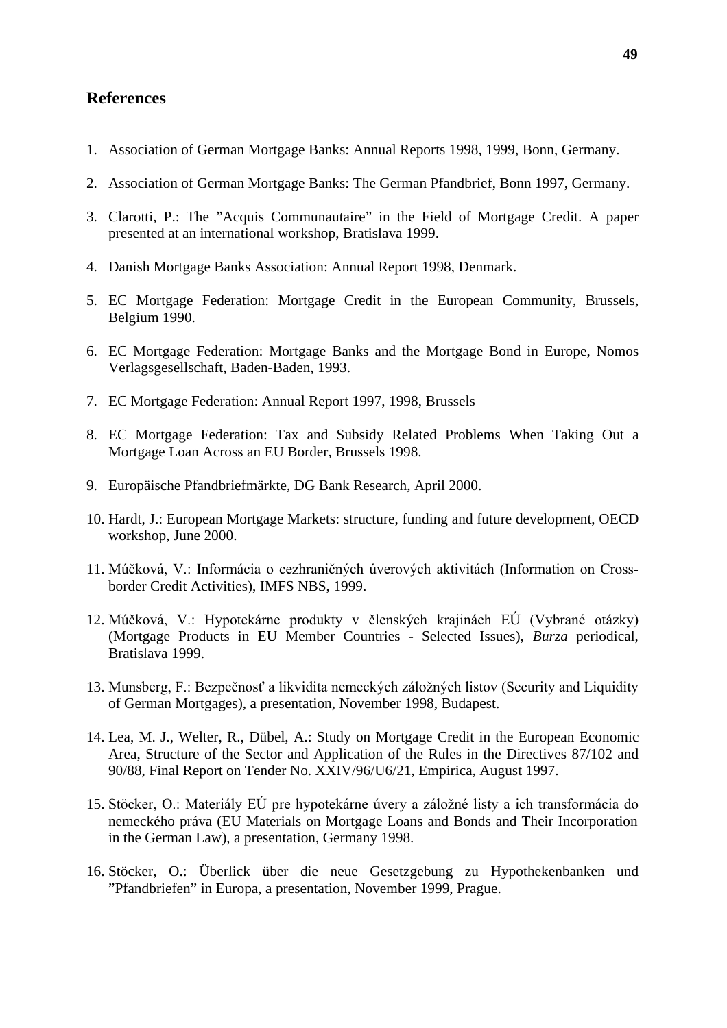## References

1. Association of German Mortgage Banks: Annual Reports 1998, 1999, Bonn, Germany.

2. Association of German Mortgage Banks: The German Pfandbrief, Bonn 1997, Germany.

3. Clarotti, P.: The "Acquis Communautaire" in the Field of Mortgage Credit. A paper presented at an international workshop, Bratislava 1999.

4. Danish Mortgage Banks Association: Annual Report 1998, Denmark.

5. EC Mortgage Federation: Mortgage Credit in the European Community, Brussels, Belgium 1990.

6. EC Mortgage Federation: Mortgage Banks and the Mortgage Bond in Europe, Nomos Verlagsgesellschaft, Baden-Baden, 1993.

7. EC Mortgage Federation: Annual Report 1997, 1998, Brussels

8. EC Mortgage Federation: Tax and Subsidy Related Problems When Taking Out a Mortgage Loan Across an EU Border, Brussels 1998.

9. Europäische Pfandbriefmärkte, DG Bank Research, April 2000.

10. Hardt, J.: European Mortgage Markets: structure, funding and future development, OECD workshop, June 2000.

11. Múčková, V.: Informácia o cezhraničných úverových aktivitách (Information on Cross-border Credit Activities), IMFS NBS, 1999.

12. Múčková, V.: Hypotekárne produkty v členských krajinách EÚ (Vybrané otázky) (Mortgage Products in EU Member Countries - Selected Issues), *Burza* periodical, Bratislava 1999.

13. Munsberg, F.: Bezpečnosť a likvidita nemeckých záložných listov (Security and Liquidity of German Mortgages), a presentation, November 1998, Budapest.

14. Lea, M. J., Welter, R., Dübel, A.: Study on Mortgage Credit in the European Economic Area, Structure of the Sector and Application of the Rules in the Directives 87/102 and 90/88, Final Report on Tender No. XXIV/96/U6/21, Empirica, August 1997.

15. Stöcker, O.: Materiály EÚ pre hypotekárne úvery a záložné listy a ich transformácia do nemeckého práva (EU Materials on Mortgage Loans and Bonds and Their Incorporation in the German Law), a presentation, Germany 1998.

16. Stöcker, O.: Überlick über die neue Gesetzgebung zu Hypothekenbanken und "Pfandbriefen" in Europa, a presentation, November 1999, Prague.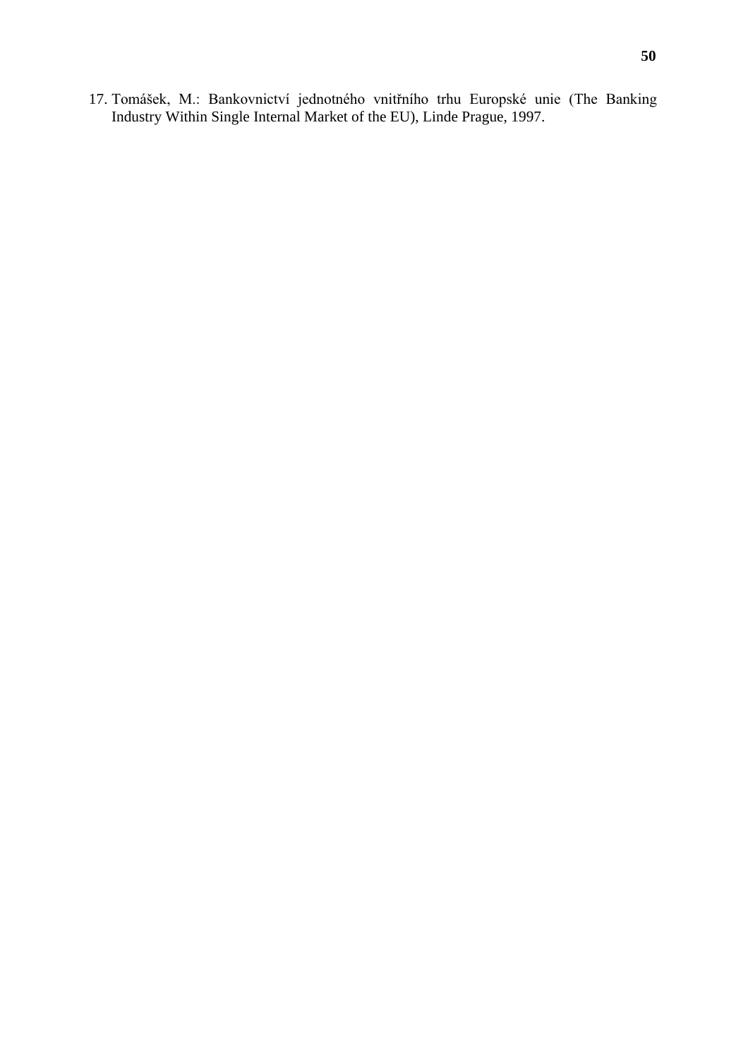17. Tomášek, M.: Bankovnictví jednotného vnitřního trhu Europské unie (The Banking Industry Within Single Internal Market of the EU), Linde Prague, 1997.